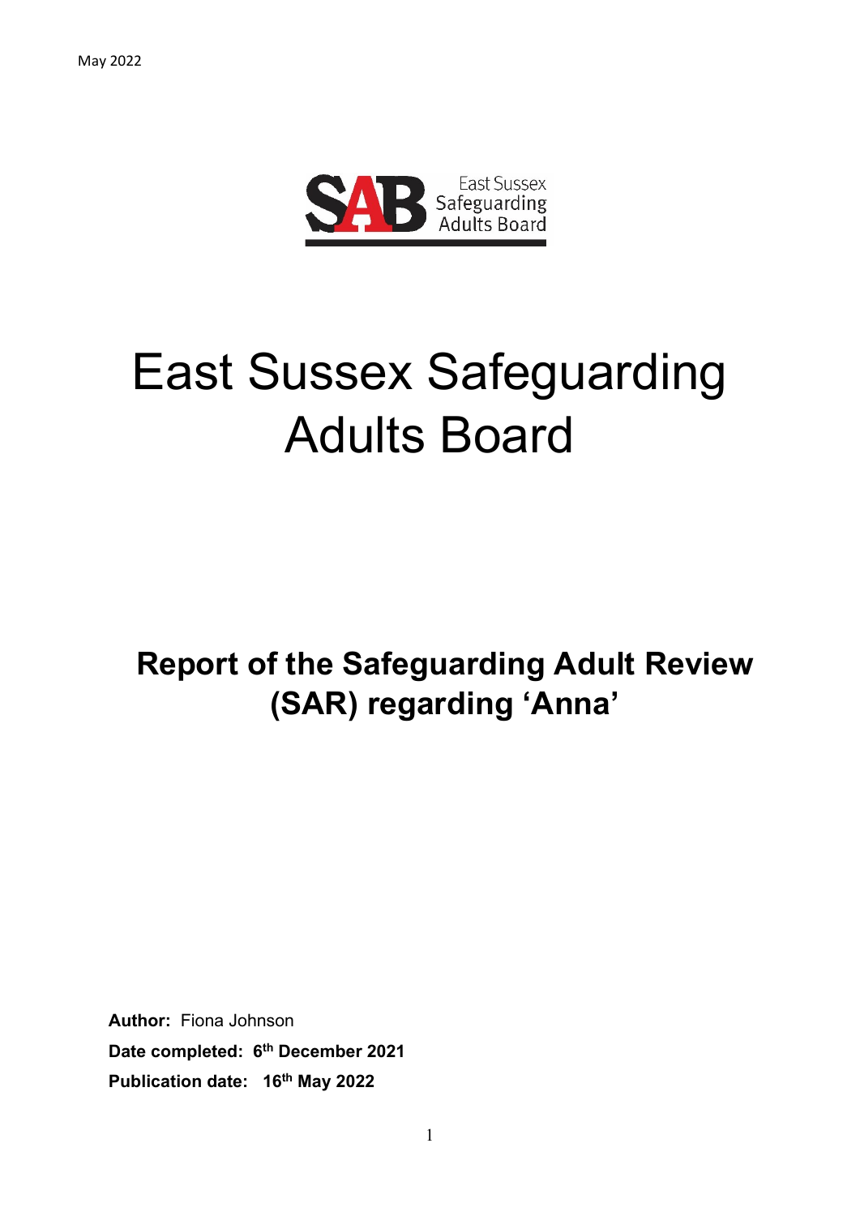May 2022

East Sussex Safeguarding Adults Board

# East Sussex Safeguarding Adults Board

## Report of the Safeguarding Adult Review (SAR) regarding 'Anna'

**Author:** Fiona Johnson

**Date completed:** **6th December 2021**

**Publication date:** **16th May 2022**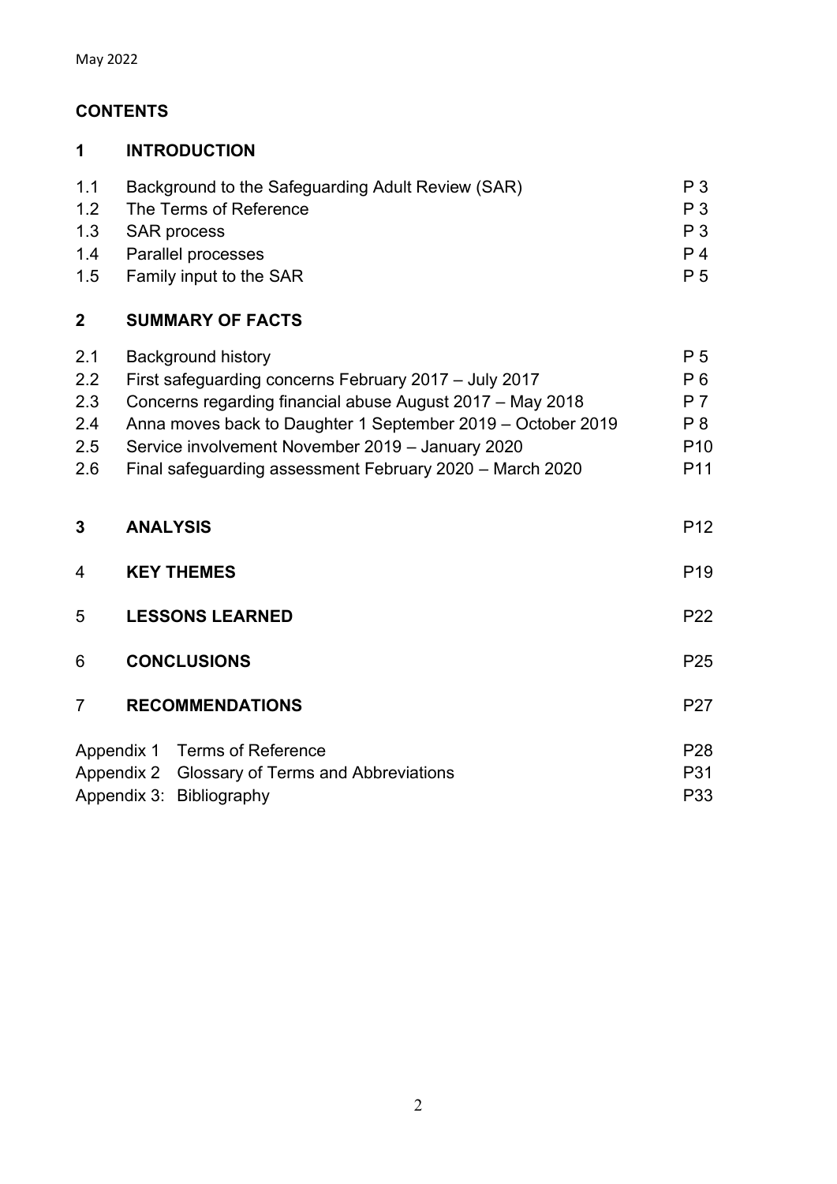May 2022

**CONTENTS**

| | | |
|---|---|---|
| **1** | **INTRODUCTION** | |
| 1.1 | Background to the Safeguarding Adult Review (SAR) | P 3 |
| 1.2 | The Terms of Reference | P 3 |
| 1.3 | SAR process | P 3 |
| 1.4 | Parallel processes | P 4 |
| 1.5 | Family input to the SAR | P 5 |
| **2** | **SUMMARY OF FACTS** | |
| 2.1 | Background history | P 5 |
| 2.2 | First safeguarding concerns February 2017 – July 2017 | P 6 |
| 2.3 | Concerns regarding financial abuse August 2017 – May 2018 | P 7 |
| 2.4 | Anna moves back to Daughter 1 September 2019 – October 2019 | P 8 |
| 2.5 | Service involvement November 2019 – January 2020 | P10 |
| 2.6 | Final safeguarding assessment February 2020 – March 2020 | P11 |
| **3** | **ANALYSIS** | P12 |
| 4 | **KEY THEMES** | P19 |
| 5 | **LESSONS LEARNED** | P22 |
| 6 | **CONCLUSIONS** | P25 |
| 7 | **RECOMMENDATIONS** | P27 |
| Appendix 1 | Terms of Reference | P28 |
| Appendix 2 | Glossary of Terms and Abbreviations | P31 |
| Appendix 3: | Bibliography | P33 |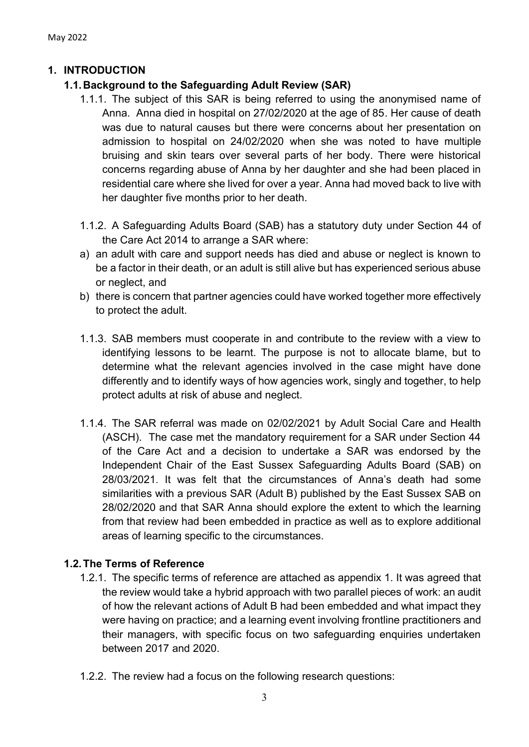# 1. INTRODUCTION

## 1.1. Background to the Safeguarding Adult Review (SAR)

1.1.1. The subject of this SAR is being referred to using the anonymised name of Anna. Anna died in hospital on 27/02/2020 at the age of 85. Her cause of death was due to natural causes but there were concerns about her presentation on admission to hospital on 24/02/2020 when she was noted to have multiple bruising and skin tears over several parts of her body. There were historical concerns regarding abuse of Anna by her daughter and she had been placed in residential care where she lived for over a year. Anna had moved back to live with her daughter five months prior to her death.

1.1.2. A Safeguarding Adults Board (SAB) has a statutory duty under Section 44 of the Care Act 2014 to arrange a SAR where:

a) an adult with care and support needs has died and abuse or neglect is known to be a factor in their death, or an adult is still alive but has experienced serious abuse or neglect, and
b) there is concern that partner agencies could have worked together more effectively to protect the adult.

1.1.3. SAB members must cooperate in and contribute to the review with a view to identifying lessons to be learnt. The purpose is not to allocate blame, but to determine what the relevant agencies involved in the case might have done differently and to identify ways of how agencies work, singly and together, to help protect adults at risk of abuse and neglect.

1.1.4. The SAR referral was made on 02/02/2021 by Adult Social Care and Health (ASCH). The case met the mandatory requirement for a SAR under Section 44 of the Care Act and a decision to undertake a SAR was endorsed by the Independent Chair of the East Sussex Safeguarding Adults Board (SAB) on 28/03/2021. It was felt that the circumstances of Anna's death had some similarities with a previous SAR (Adult B) published by the East Sussex SAB on 28/02/2020 and that SAR Anna should explore the extent to which the learning from that review had been embedded in practice as well as to explore additional areas of learning specific to the circumstances.

## 1.2. The Terms of Reference

1.2.1. The specific terms of reference are attached as appendix 1. It was agreed that the review would take a hybrid approach with two parallel pieces of work: an audit of how the relevant actions of Adult B had been embedded and what impact they were having on practice; and a learning event involving frontline practitioners and their managers, with specific focus on two safeguarding enquiries undertaken between 2017 and 2020.

1.2.2. The review had a focus on the following research questions: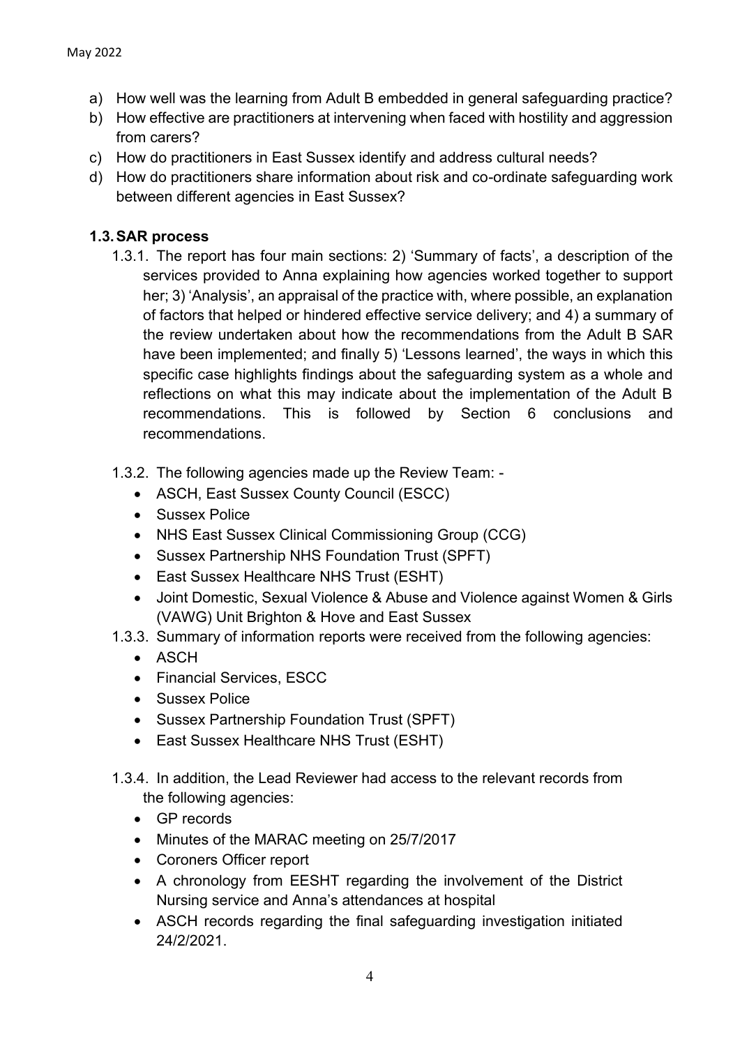a) How well was the learning from Adult B embedded in general safeguarding practice?
b) How effective are practitioners at intervening when faced with hostility and aggression from carers?
c) How do practitioners in East Sussex identify and address cultural needs?
d) How do practitioners share information about risk and co-ordinate safeguarding work between different agencies in East Sussex?

### 1.3. SAR process

1.3.1. The report has four main sections: 2) 'Summary of facts', a description of the services provided to Anna explaining how agencies worked together to support her; 3) 'Analysis', an appraisal of the practice with, where possible, an explanation of factors that helped or hindered effective service delivery; and 4) a summary of the review undertaken about how the recommendations from the Adult B SAR have been implemented; and finally 5) 'Lessons learned', the ways in which this specific case highlights findings about the safeguarding system as a whole and reflections on what this may indicate about the implementation of the Adult B recommendations. This is followed by Section 6 conclusions and recommendations.

1.3.2. The following agencies made up the Review Team: -

- ASCH, East Sussex County Council (ESCC)
- Sussex Police
- NHS East Sussex Clinical Commissioning Group (CCG)
- Sussex Partnership NHS Foundation Trust (SPFT)
- East Sussex Healthcare NHS Trust (ESHT)
- Joint Domestic, Sexual Violence & Abuse and Violence against Women & Girls (VAWG) Unit Brighton & Hove and East Sussex

1.3.3. Summary of information reports were received from the following agencies:

- ASCH
- Financial Services, ESCC
- Sussex Police
- Sussex Partnership Foundation Trust (SPFT)
- East Sussex Healthcare NHS Trust (ESHT)

1.3.4. In addition, the Lead Reviewer had access to the relevant records from the following agencies:

- GP records
- Minutes of the MARAC meeting on 25/7/2017
- Coroners Officer report
- A chronology from EESHT regarding the involvement of the District Nursing service and Anna's attendances at hospital
- ASCH records regarding the final safeguarding investigation initiated 24/2/2021.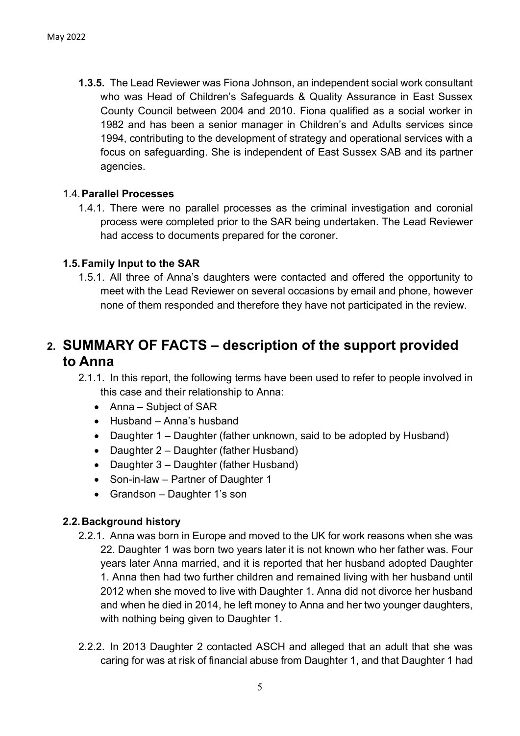**1.3.5.** The Lead Reviewer was Fiona Johnson, an independent social work consultant who was Head of Children's Safeguards & Quality Assurance in East Sussex County Council between 2004 and 2010. Fiona qualified as a social worker in 1982 and has been a senior manager in Children's and Adults services since 1994, contributing to the development of strategy and operational services with a focus on safeguarding. She is independent of East Sussex SAB and its partner agencies.

### 1.4. Parallel Processes

1.4.1. There were no parallel processes as the criminal investigation and coronial process were completed prior to the SAR being undertaken. The Lead Reviewer had access to documents prepared for the coroner.

### 1.5. Family Input to the SAR

1.5.1. All three of Anna's daughters were contacted and offered the opportunity to meet with the Lead Reviewer on several occasions by email and phone, however none of them responded and therefore they have not participated in the review.

## 2. SUMMARY OF FACTS – description of the support provided to Anna

2.1.1. In this report, the following terms have been used to refer to people involved in this case and their relationship to Anna:

- Anna – Subject of SAR
- Husband – Anna's husband
- Daughter 1 – Daughter (father unknown, said to be adopted by Husband)
- Daughter 2 – Daughter (father Husband)
- Daughter 3 – Daughter (father Husband)
- Son-in-law – Partner of Daughter 1
- Grandson – Daughter 1's son

### 2.2. Background history

2.2.1. Anna was born in Europe and moved to the UK for work reasons when she was 22. Daughter 1 was born two years later it is not known who her father was. Four years later Anna married, and it is reported that her husband adopted Daughter 1. Anna then had two further children and remained living with her husband until 2012 when she moved to live with Daughter 1. Anna did not divorce her husband and when he died in 2014, he left money to Anna and her two younger daughters, with nothing being given to Daughter 1.

2.2.2. In 2013 Daughter 2 contacted ASCH and alleged that an adult that she was caring for was at risk of financial abuse from Daughter 1, and that Daughter 1 had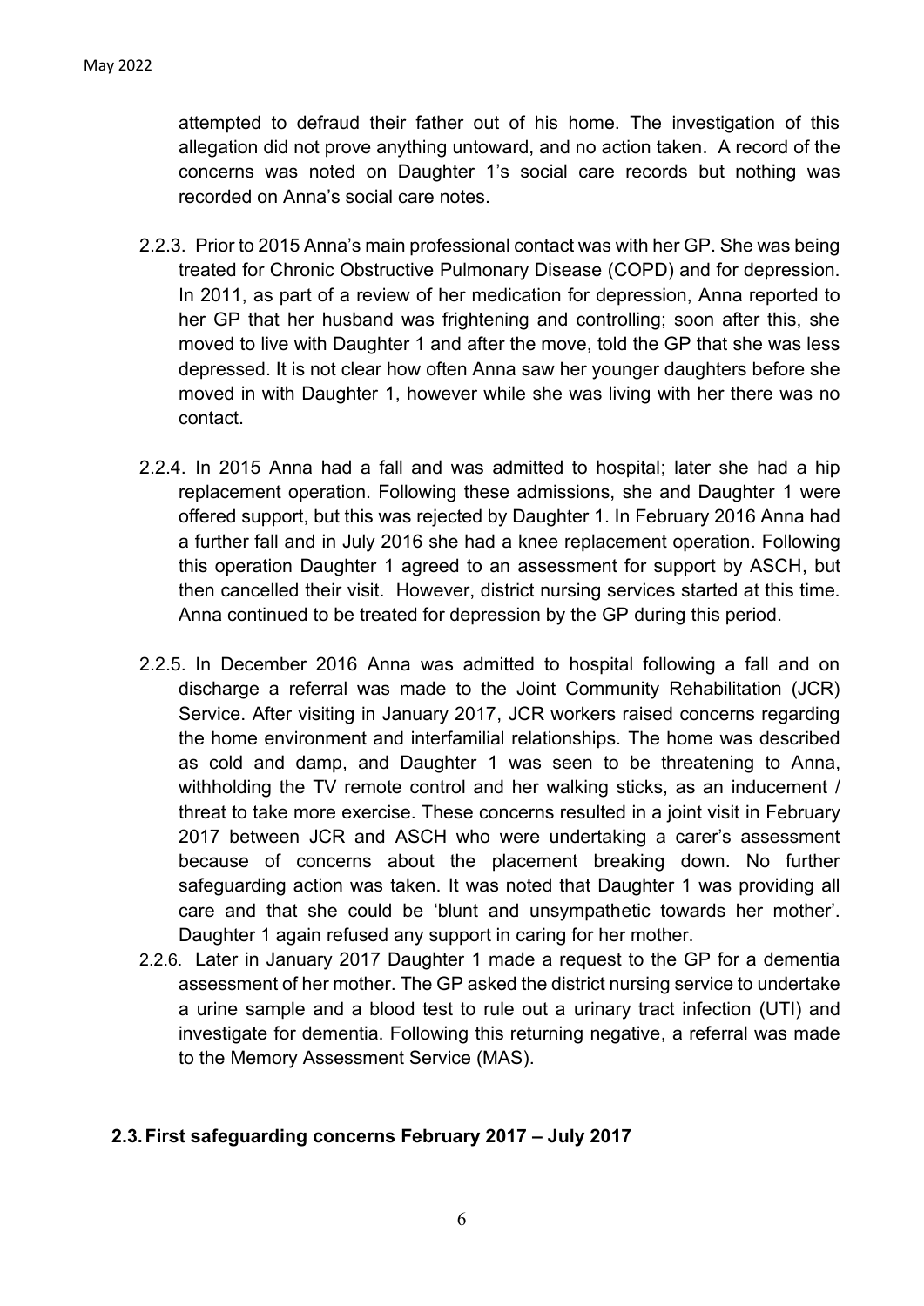attempted to defraud their father out of his home. The investigation of this allegation did not prove anything untoward, and no action taken. A record of the concerns was noted on Daughter 1's social care records but nothing was recorded on Anna's social care notes.

2.2.3. Prior to 2015 Anna's main professional contact was with her GP. She was being treated for Chronic Obstructive Pulmonary Disease (COPD) and for depression. In 2011, as part of a review of her medication for depression, Anna reported to her GP that her husband was frightening and controlling; soon after this, she moved to live with Daughter 1 and after the move, told the GP that she was less depressed. It is not clear how often Anna saw her younger daughters before she moved in with Daughter 1, however while she was living with her there was no contact.

2.2.4. In 2015 Anna had a fall and was admitted to hospital; later she had a hip replacement operation. Following these admissions, she and Daughter 1 were offered support, but this was rejected by Daughter 1. In February 2016 Anna had a further fall and in July 2016 she had a knee replacement operation. Following this operation Daughter 1 agreed to an assessment for support by ASCH, but then cancelled their visit. However, district nursing services started at this time. Anna continued to be treated for depression by the GP during this period.

2.2.5. In December 2016 Anna was admitted to hospital following a fall and on discharge a referral was made to the Joint Community Rehabilitation (JCR) Service. After visiting in January 2017, JCR workers raised concerns regarding the home environment and interfamilial relationships. The home was described as cold and damp, and Daughter 1 was seen to be threatening to Anna, withholding the TV remote control and her walking sticks, as an inducement / threat to take more exercise. These concerns resulted in a joint visit in February 2017 between JCR and ASCH who were undertaking a carer's assessment because of concerns about the placement breaking down. No further safeguarding action was taken. It was noted that Daughter 1 was providing all care and that she could be 'blunt and unsympathetic towards her mother'. Daughter 1 again refused any support in caring for her mother.

2.2.6. Later in January 2017 Daughter 1 made a request to the GP for a dementia assessment of her mother. The GP asked the district nursing service to undertake a urine sample and a blood test to rule out a urinary tract infection (UTI) and investigate for dementia. Following this returning negative, a referral was made to the Memory Assessment Service (MAS).

## 2.3. First safeguarding concerns February 2017 – July 2017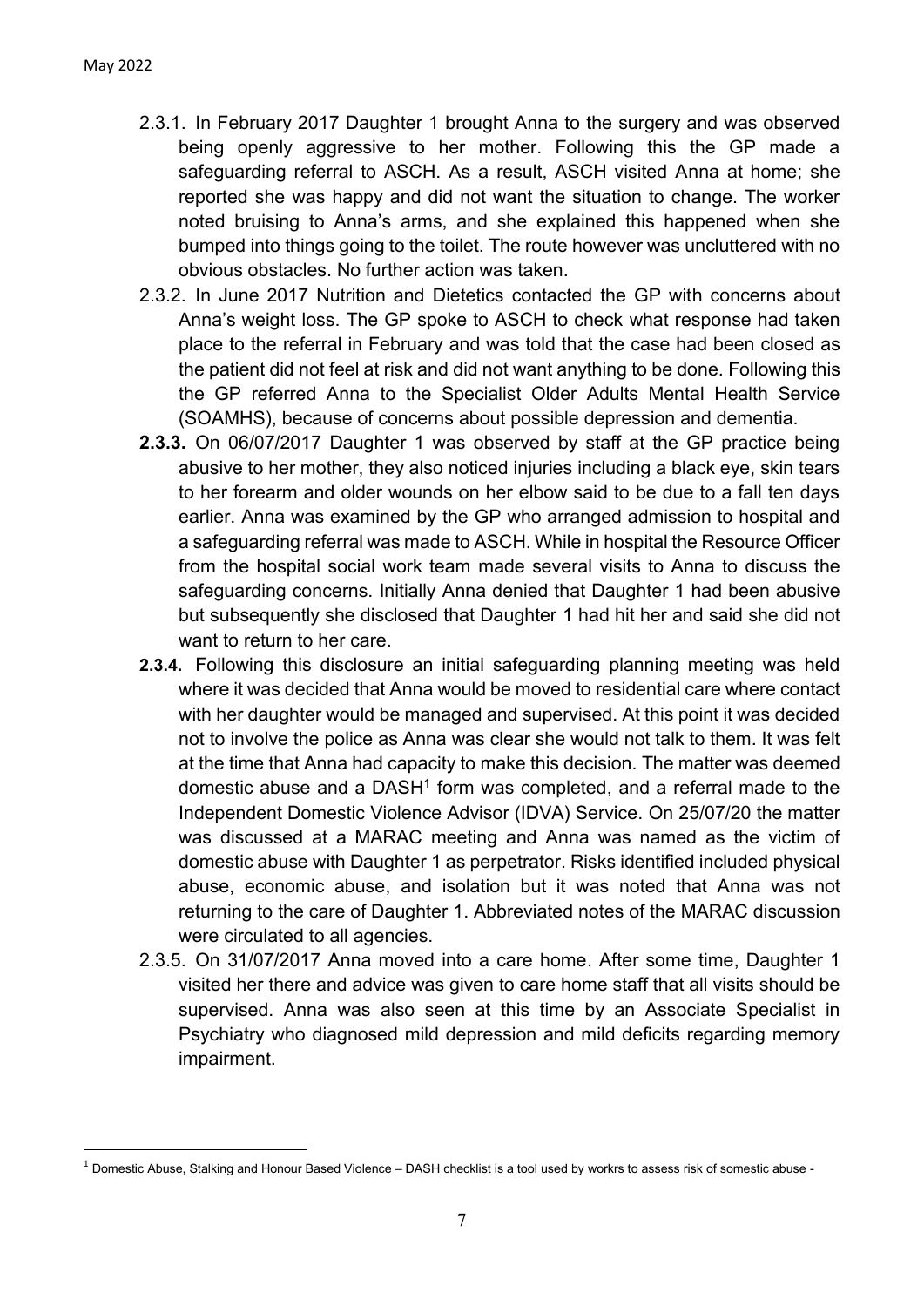2.3.1. In February 2017 Daughter 1 brought Anna to the surgery and was observed being openly aggressive to her mother. Following this the GP made a safeguarding referral to ASCH. As a result, ASCH visited Anna at home; she reported she was happy and did not want the situation to change. The worker noted bruising to Anna's arms, and she explained this happened when she bumped into things going to the toilet. The route however was uncluttered with no obvious obstacles. No further action was taken.

2.3.2. In June 2017 Nutrition and Dietetics contacted the GP with concerns about Anna's weight loss. The GP spoke to ASCH to check what response had taken place to the referral in February and was told that the case had been closed as the patient did not feel at risk and did not want anything to be done. Following this the GP referred Anna to the Specialist Older Adults Mental Health Service (SOAMHS), because of concerns about possible depression and dementia.

**2.3.3.** On 06/07/2017 Daughter 1 was observed by staff at the GP practice being abusive to her mother, they also noticed injuries including a black eye, skin tears to her forearm and older wounds on her elbow said to be due to a fall ten days earlier. Anna was examined by the GP who arranged admission to hospital and a safeguarding referral was made to ASCH. While in hospital the Resource Officer from the hospital social work team made several visits to Anna to discuss the safeguarding concerns. Initially Anna denied that Daughter 1 had been abusive but subsequently she disclosed that Daughter 1 had hit her and said she did not want to return to her care.

**2.3.4.** Following this disclosure an initial safeguarding planning meeting was held where it was decided that Anna would be moved to residential care where contact with her daughter would be managed and supervised. At this point it was decided not to involve the police as Anna was clear she would not talk to them. It was felt at the time that Anna had capacity to make this decision. The matter was deemed domestic abuse and a DASH[1] form was completed, and a referral made to the Independent Domestic Violence Advisor (IDVA) Service. On 25/07/20 the matter was discussed at a MARAC meeting and Anna was named as the victim of domestic abuse with Daughter 1 as perpetrator. Risks identified included physical abuse, economic abuse, and isolation but it was noted that Anna was not returning to the care of Daughter 1. Abbreviated notes of the MARAC discussion were circulated to all agencies.

2.3.5. On 31/07/2017 Anna moved into a care home. After some time, Daughter 1 visited her there and advice was given to care home staff that all visits should be supervised. Anna was also seen at this time by an Associate Specialist in Psychiatry who diagnosed mild depression and mild deficits regarding memory impairment.

---

[1] Domestic Abuse, Stalking and Honour Based Violence – DASH checklist is a tool used by workrs to assess risk of somestic abuse -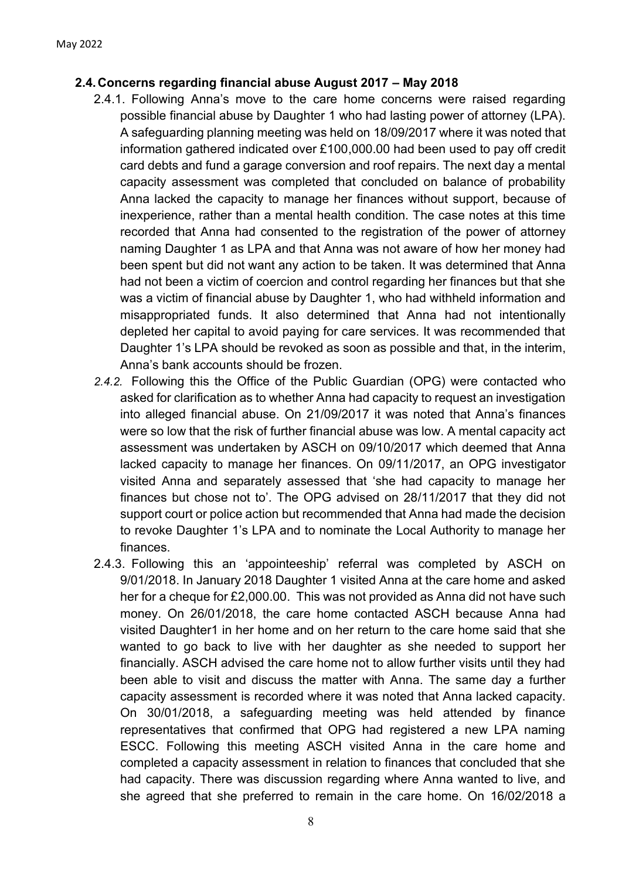## 2.4. Concerns regarding financial abuse August 2017 – May 2018

2.4.1. Following Anna's move to the care home concerns were raised regarding possible financial abuse by Daughter 1 who had lasting power of attorney (LPA). A safeguarding planning meeting was held on 18/09/2017 where it was noted that information gathered indicated over £100,000.00 had been used to pay off credit card debts and fund a garage conversion and roof repairs. The next day a mental capacity assessment was completed that concluded on balance of probability Anna lacked the capacity to manage her finances without support, because of inexperience, rather than a mental health condition. The case notes at this time recorded that Anna had consented to the registration of the power of attorney naming Daughter 1 as LPA and that Anna was not aware of how her money had been spent but did not want any action to be taken. It was determined that Anna had not been a victim of coercion and control regarding her finances but that she was a victim of financial abuse by Daughter 1, who had withheld information and misappropriated funds. It also determined that Anna had not intentionally depleted her capital to avoid paying for care services. It was recommended that Daughter 1's LPA should be revoked as soon as possible and that, in the interim, Anna's bank accounts should be frozen.

*2.4.2.* Following this the Office of the Public Guardian (OPG) were contacted who asked for clarification as to whether Anna had capacity to request an investigation into alleged financial abuse. On 21/09/2017 it was noted that Anna's finances were so low that the risk of further financial abuse was low. A mental capacity act assessment was undertaken by ASCH on 09/10/2017 which deemed that Anna lacked capacity to manage her finances. On 09/11/2017, an OPG investigator visited Anna and separately assessed that 'she had capacity to manage her finances but chose not to'. The OPG advised on 28/11/2017 that they did not support court or police action but recommended that Anna had made the decision to revoke Daughter 1's LPA and to nominate the Local Authority to manage her finances.

2.4.3. Following this an 'appointeeship' referral was completed by ASCH on 9/01/2018. In January 2018 Daughter 1 visited Anna at the care home and asked her for a cheque for £2,000.00. This was not provided as Anna did not have such money. On 26/01/2018, the care home contacted ASCH because Anna had visited Daughter1 in her home and on her return to the care home said that she wanted to go back to live with her daughter as she needed to support her financially. ASCH advised the care home not to allow further visits until they had been able to visit and discuss the matter with Anna. The same day a further capacity assessment is recorded where it was noted that Anna lacked capacity. On 30/01/2018, a safeguarding meeting was held attended by finance representatives that confirmed that OPG had registered a new LPA naming ESCC. Following this meeting ASCH visited Anna in the care home and completed a capacity assessment in relation to finances that concluded that she had capacity. There was discussion regarding where Anna wanted to live, and she agreed that she preferred to remain in the care home. On 16/02/2018 a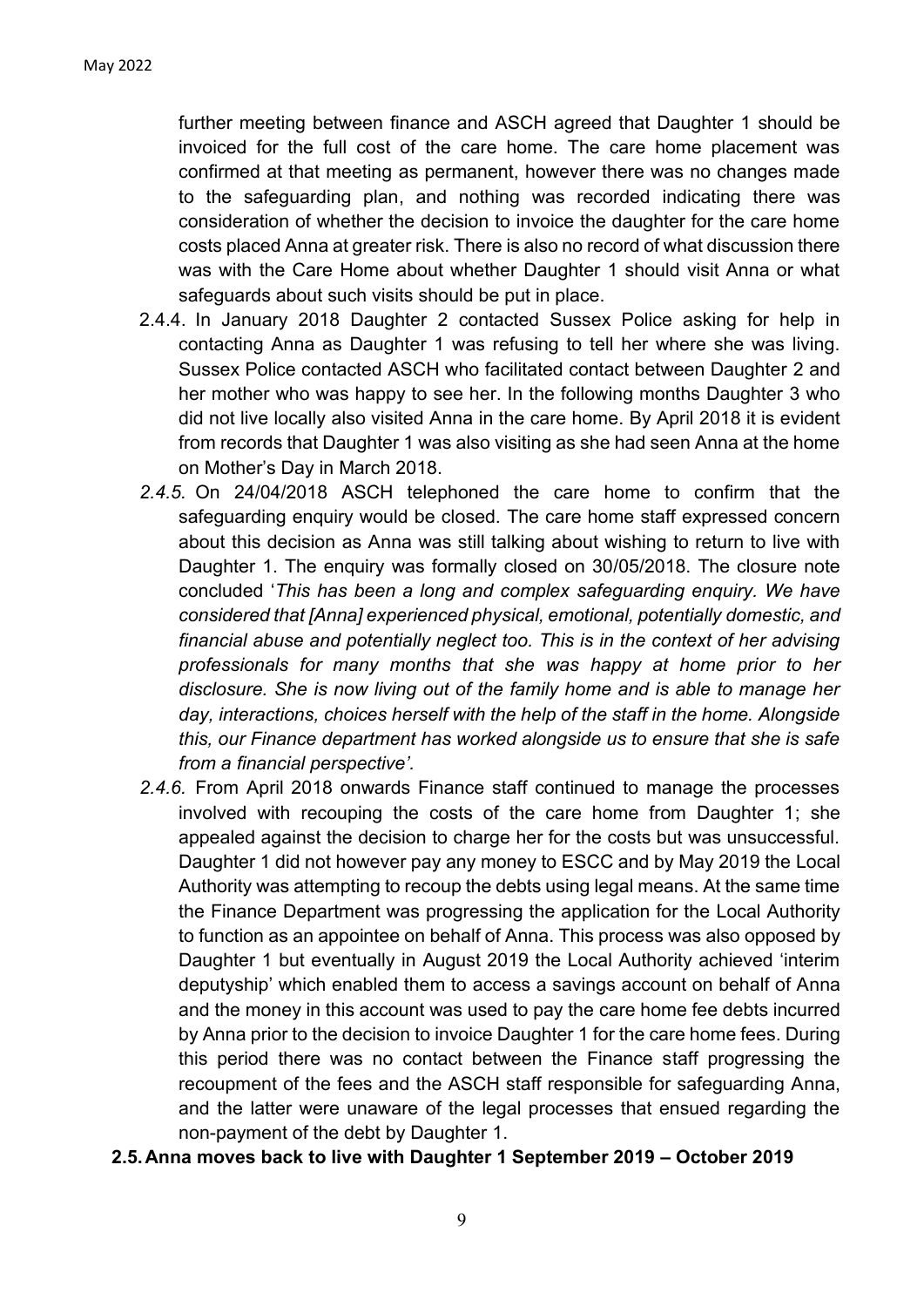further meeting between finance and ASCH agreed that Daughter 1 should be invoiced for the full cost of the care home. The care home placement was confirmed at that meeting as permanent, however there was no changes made to the safeguarding plan, and nothing was recorded indicating there was consideration of whether the decision to invoice the daughter for the care home costs placed Anna at greater risk. There is also no record of what discussion there was with the Care Home about whether Daughter 1 should visit Anna or what safeguards about such visits should be put in place.

2.4.4. In January 2018 Daughter 2 contacted Sussex Police asking for help in contacting Anna as Daughter 1 was refusing to tell her where she was living. Sussex Police contacted ASCH who facilitated contact between Daughter 2 and her mother who was happy to see her. In the following months Daughter 3 who did not live locally also visited Anna in the care home. By April 2018 it is evident from records that Daughter 1 was also visiting as she had seen Anna at the home on Mother's Day in March 2018.

*2.4.5.* On 24/04/2018 ASCH telephoned the care home to confirm that the safeguarding enquiry would be closed. The care home staff expressed concern about this decision as Anna was still talking about wishing to return to live with Daughter 1. The enquiry was formally closed on 30/05/2018. The closure note concluded '*This has been a long and complex safeguarding enquiry. We have considered that [Anna] experienced physical, emotional, potentially domestic, and financial abuse and potentially neglect too. This is in the context of her advising professionals for many months that she was happy at home prior to her disclosure. She is now living out of the family home and is able to manage her day, interactions, choices herself with the help of the staff in the home. Alongside this, our Finance department has worked alongside us to ensure that she is safe from a financial perspective'.*

*2.4.6.* From April 2018 onwards Finance staff continued to manage the processes involved with recouping the costs of the care home from Daughter 1; she appealed against the decision to charge her for the costs but was unsuccessful. Daughter 1 did not however pay any money to ESCC and by May 2019 the Local Authority was attempting to recoup the debts using legal means. At the same time the Finance Department was progressing the application for the Local Authority to function as an appointee on behalf of Anna. This process was also opposed by Daughter 1 but eventually in August 2019 the Local Authority achieved 'interim deputyship' which enabled them to access a savings account on behalf of Anna and the money in this account was used to pay the care home fee debts incurred by Anna prior to the decision to invoice Daughter 1 for the care home fees. During this period there was no contact between the Finance staff progressing the recoupment of the fees and the ASCH staff responsible for safeguarding Anna, and the latter were unaware of the legal processes that ensued regarding the non-payment of the debt by Daughter 1.

**2.5. Anna moves back to live with Daughter 1 September 2019 – October 2019**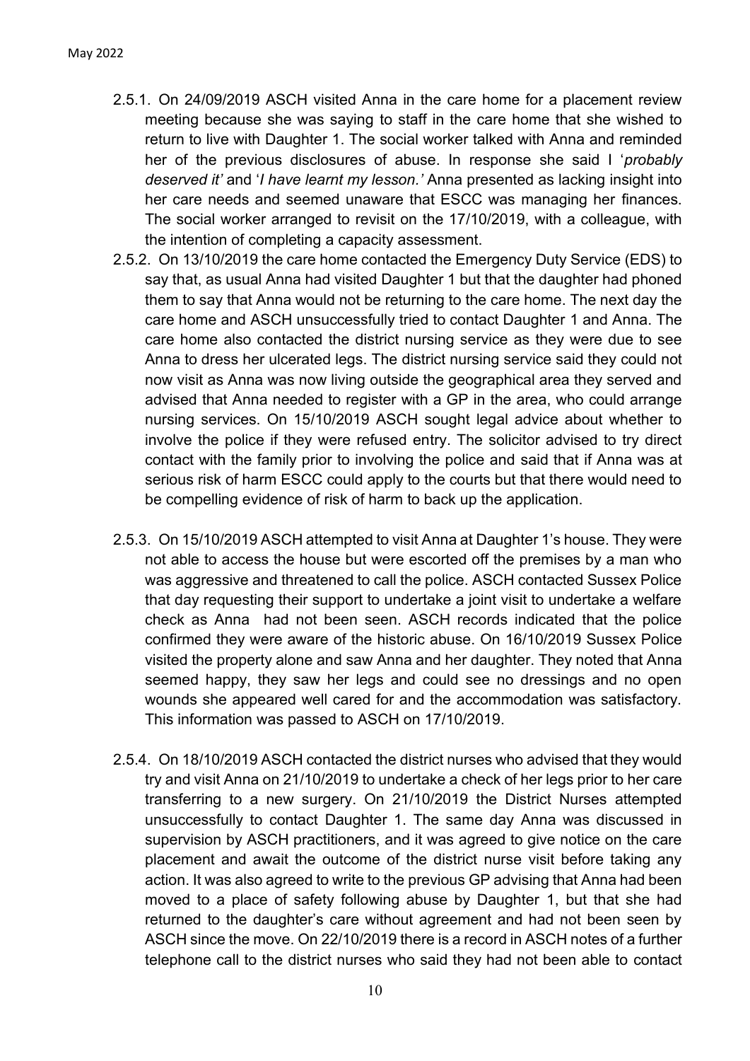2.5.1. On 24/09/2019 ASCH visited Anna in the care home for a placement review meeting because she was saying to staff in the care home that she wished to return to live with Daughter 1. The social worker talked with Anna and reminded her of the previous disclosures of abuse. In response she said I '*probably deserved it'* and '*I have learnt my lesson.'* Anna presented as lacking insight into her care needs and seemed unaware that ESCC was managing her finances. The social worker arranged to revisit on the 17/10/2019, with a colleague, with the intention of completing a capacity assessment.

2.5.2. On 13/10/2019 the care home contacted the Emergency Duty Service (EDS) to say that, as usual Anna had visited Daughter 1 but that the daughter had phoned them to say that Anna would not be returning to the care home. The next day the care home and ASCH unsuccessfully tried to contact Daughter 1 and Anna. The care home also contacted the district nursing service as they were due to see Anna to dress her ulcerated legs. The district nursing service said they could not now visit as Anna was now living outside the geographical area they served and advised that Anna needed to register with a GP in the area, who could arrange nursing services. On 15/10/2019 ASCH sought legal advice about whether to involve the police if they were refused entry. The solicitor advised to try direct contact with the family prior to involving the police and said that if Anna was at serious risk of harm ESCC could apply to the courts but that there would need to be compelling evidence of risk of harm to back up the application.

2.5.3. On 15/10/2019 ASCH attempted to visit Anna at Daughter 1's house. They were not able to access the house but were escorted off the premises by a man who was aggressive and threatened to call the police. ASCH contacted Sussex Police that day requesting their support to undertake a joint visit to undertake a welfare check as Anna had not been seen. ASCH records indicated that the police confirmed they were aware of the historic abuse. On 16/10/2019 Sussex Police visited the property alone and saw Anna and her daughter. They noted that Anna seemed happy, they saw her legs and could see no dressings and no open wounds she appeared well cared for and the accommodation was satisfactory. This information was passed to ASCH on 17/10/2019.

2.5.4. On 18/10/2019 ASCH contacted the district nurses who advised that they would try and visit Anna on 21/10/2019 to undertake a check of her legs prior to her care transferring to a new surgery. On 21/10/2019 the District Nurses attempted unsuccessfully to contact Daughter 1. The same day Anna was discussed in supervision by ASCH practitioners, and it was agreed to give notice on the care placement and await the outcome of the district nurse visit before taking any action. It was also agreed to write to the previous GP advising that Anna had been moved to a place of safety following abuse by Daughter 1, but that she had returned to the daughter's care without agreement and had not been seen by ASCH since the move. On 22/10/2019 there is a record in ASCH notes of a further telephone call to the district nurses who said they had not been able to contact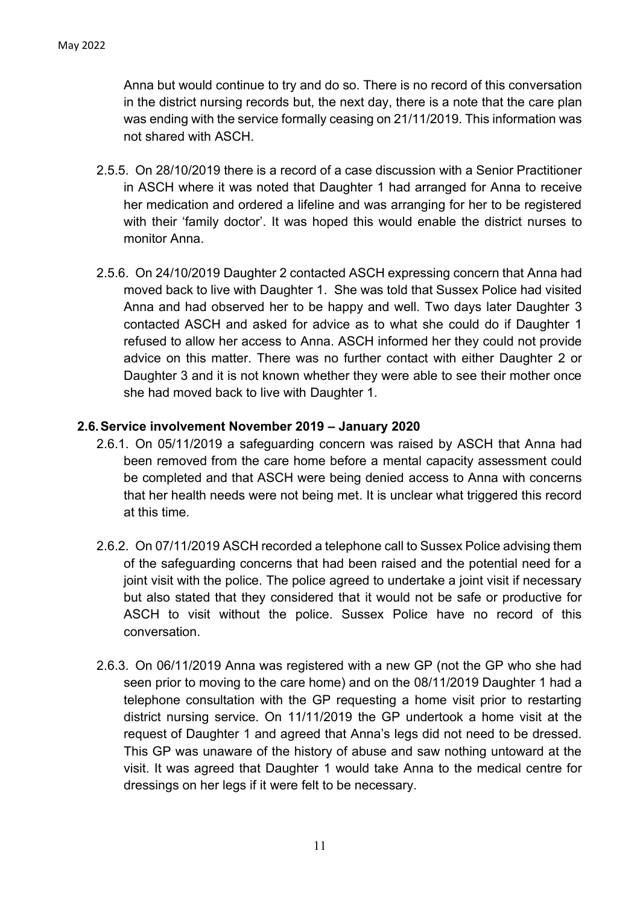Anna but would continue to try and do so. There is no record of this conversation in the district nursing records but, the next day, there is a note that the care plan was ending with the service formally ceasing on 21/11/2019. This information was not shared with ASCH.

2.5.5. On 28/10/2019 there is a record of a case discussion with a Senior Practitioner in ASCH where it was noted that Daughter 1 had arranged for Anna to receive her medication and ordered a lifeline and was arranging for her to be registered with their 'family doctor'. It was hoped this would enable the district nurses to monitor Anna.

2.5.6. On 24/10/2019 Daughter 2 contacted ASCH expressing concern that Anna had moved back to live with Daughter 1. She was told that Sussex Police had visited Anna and had observed her to be happy and well. Two days later Daughter 3 contacted ASCH and asked for advice as to what she could do if Daughter 1 refused to allow her access to Anna. ASCH informed her they could not provide advice on this matter. There was no further contact with either Daughter 2 or Daughter 3 and it is not known whether they were able to see their mother once she had moved back to live with Daughter 1.

### 2.6. Service involvement November 2019 – January 2020

2.6.1. On 05/11/2019 a safeguarding concern was raised by ASCH that Anna had been removed from the care home before a mental capacity assessment could be completed and that ASCH were being denied access to Anna with concerns that her health needs were not being met. It is unclear what triggered this record at this time.

2.6.2. On 07/11/2019 ASCH recorded a telephone call to Sussex Police advising them of the safeguarding concerns that had been raised and the potential need for a joint visit with the police. The police agreed to undertake a joint visit if necessary but also stated that they considered that it would not be safe or productive for ASCH to visit without the police. Sussex Police have no record of this conversation.

2.6.3. On 06/11/2019 Anna was registered with a new GP (not the GP who she had seen prior to moving to the care home) and on the 08/11/2019 Daughter 1 had a telephone consultation with the GP requesting a home visit prior to restarting district nursing service. On 11/11/2019 the GP undertook a home visit at the request of Daughter 1 and agreed that Anna's legs did not need to be dressed. This GP was unaware of the history of abuse and saw nothing untoward at the visit. It was agreed that Daughter 1 would take Anna to the medical centre for dressings on her legs if it were felt to be necessary.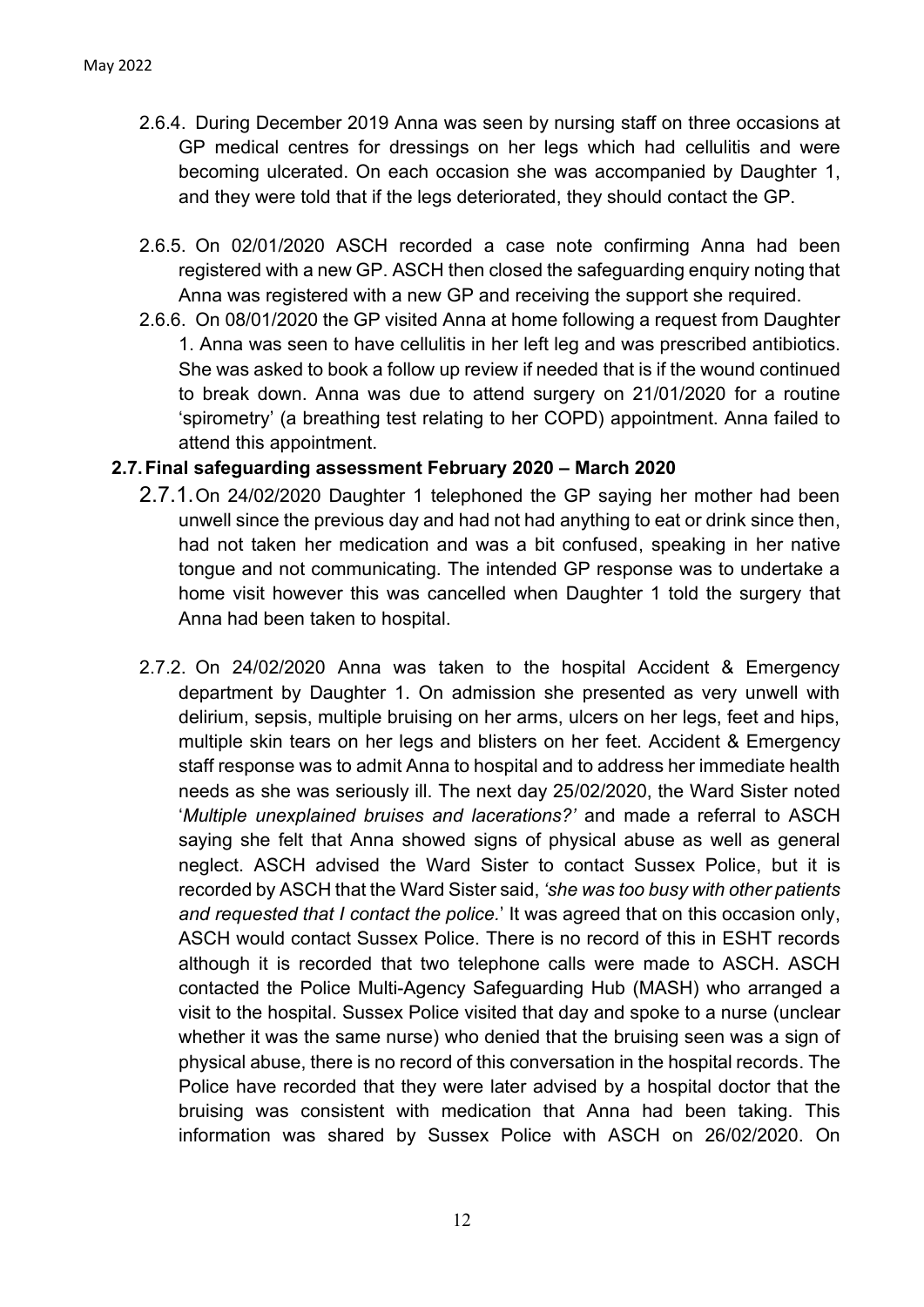- 2.6.4. During December 2019 Anna was seen by nursing staff on three occasions at GP medical centres for dressings on her legs which had cellulitis and were becoming ulcerated. On each occasion she was accompanied by Daughter 1, and they were told that if the legs deteriorated, they should contact the GP.

- 2.6.5. On 02/01/2020 ASCH recorded a case note confirming Anna had been registered with a new GP. ASCH then closed the safeguarding enquiry noting that Anna was registered with a new GP and receiving the support she required.
- 2.6.6. On 08/01/2020 the GP visited Anna at home following a request from Daughter 1. Anna was seen to have cellulitis in her left leg and was prescribed antibiotics. She was asked to book a follow up review if needed that is if the wound continued to break down. Anna was due to attend surgery on 21/01/2020 for a routine 'spirometry' (a breathing test relating to her COPD) appointment. Anna failed to attend this appointment.

## 2.7. Final safeguarding assessment February 2020 – March 2020

- 2.7.1. On 24/02/2020 Daughter 1 telephoned the GP saying her mother had been unwell since the previous day and had not had anything to eat or drink since then, had not taken her medication and was a bit confused, speaking in her native tongue and not communicating. The intended GP response was to undertake a home visit however this was cancelled when Daughter 1 told the surgery that Anna had been taken to hospital.

- 2.7.2. On 24/02/2020 Anna was taken to the hospital Accident & Emergency department by Daughter 1. On admission she presented as very unwell with delirium, sepsis, multiple bruising on her arms, ulcers on her legs, feet and hips, multiple skin tears on her legs and blisters on her feet. Accident & Emergency staff response was to admit Anna to hospital and to address her immediate health needs as she was seriously ill. The next day 25/02/2020, the Ward Sister noted '*Multiple unexplained bruises and lacerations?'* and made a referral to ASCH saying she felt that Anna showed signs of physical abuse as well as general neglect. ASCH advised the Ward Sister to contact Sussex Police, but it is recorded by ASCH that the Ward Sister said, *'she was too busy with other patients and requested that I contact the police.*' It was agreed that on this occasion only, ASCH would contact Sussex Police. There is no record of this in ESHT records although it is recorded that two telephone calls were made to ASCH. ASCH contacted the Police Multi-Agency Safeguarding Hub (MASH) who arranged a visit to the hospital. Sussex Police visited that day and spoke to a nurse (unclear whether it was the same nurse) who denied that the bruising seen was a sign of physical abuse, there is no record of this conversation in the hospital records. The Police have recorded that they were later advised by a hospital doctor that the bruising was consistent with medication that Anna had been taking. This information was shared by Sussex Police with ASCH on 26/02/2020. On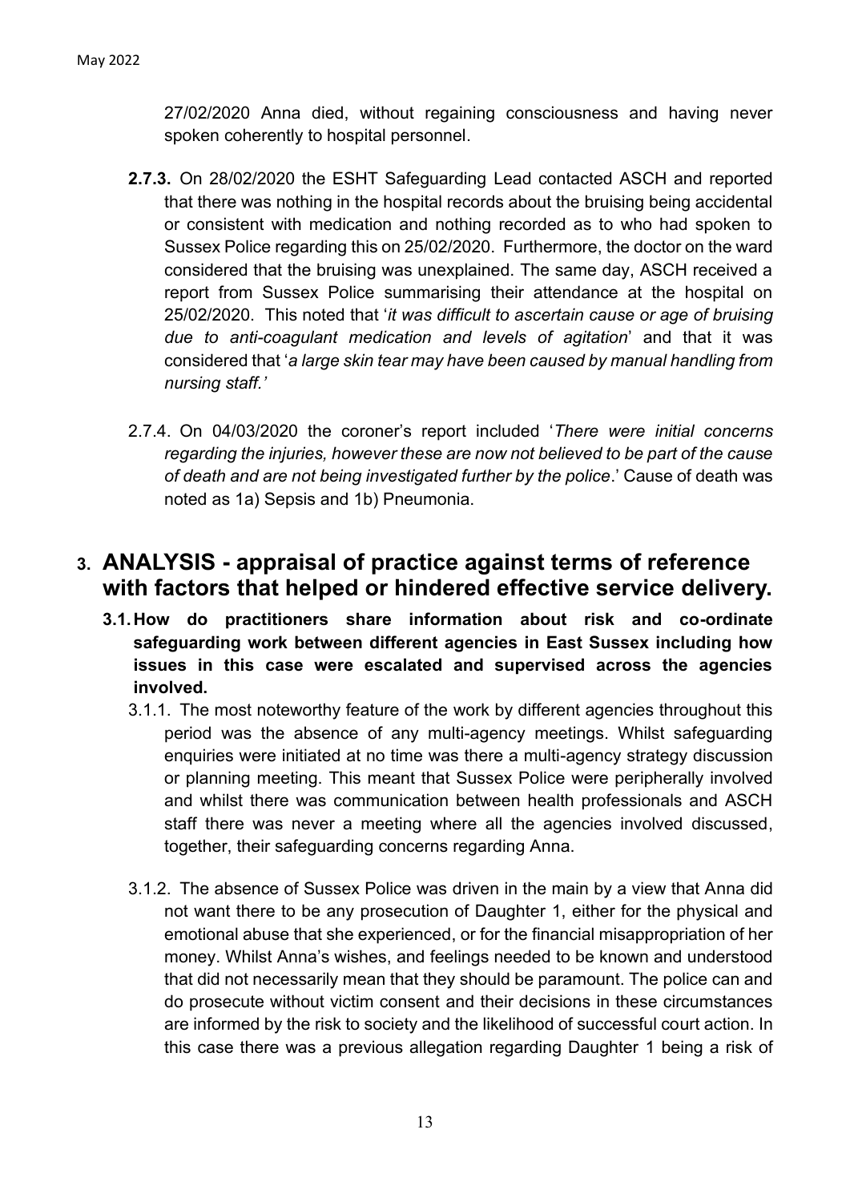27/02/2020 Anna died, without regaining consciousness and having never spoken coherently to hospital personnel.

**2.7.3.** On 28/02/2020 the ESHT Safeguarding Lead contacted ASCH and reported that there was nothing in the hospital records about the bruising being accidental or consistent with medication and nothing recorded as to who had spoken to Sussex Police regarding this on 25/02/2020. Furthermore, the doctor on the ward considered that the bruising was unexplained. The same day, ASCH received a report from Sussex Police summarising their attendance at the hospital on 25/02/2020. This noted that '*it was difficult to ascertain cause or age of bruising due to anti-coagulant medication and levels of agitation*' and that it was considered that '*a large skin tear may have been caused by manual handling from nursing staff.'*

2.7.4. On 04/03/2020 the coroner's report included '*There were initial concerns regarding the injuries, however these are now not believed to be part of the cause of death and are not being investigated further by the police*.' Cause of death was noted as 1a) Sepsis and 1b) Pneumonia.

# 3. ANALYSIS - appraisal of practice against terms of reference with factors that helped or hindered effective service delivery.

**3.1. How do practitioners share information about risk and co-ordinate safeguarding work between different agencies in East Sussex including how issues in this case were escalated and supervised across the agencies involved.**

3.1.1. The most noteworthy feature of the work by different agencies throughout this period was the absence of any multi-agency meetings. Whilst safeguarding enquiries were initiated at no time was there a multi-agency strategy discussion or planning meeting. This meant that Sussex Police were peripherally involved and whilst there was communication between health professionals and ASCH staff there was never a meeting where all the agencies involved discussed, together, their safeguarding concerns regarding Anna.

3.1.2. The absence of Sussex Police was driven in the main by a view that Anna did not want there to be any prosecution of Daughter 1, either for the physical and emotional abuse that she experienced, or for the financial misappropriation of her money. Whilst Anna's wishes, and feelings needed to be known and understood that did not necessarily mean that they should be paramount. The police can and do prosecute without victim consent and their decisions in these circumstances are informed by the risk to society and the likelihood of successful court action. In this case there was a previous allegation regarding Daughter 1 being a risk of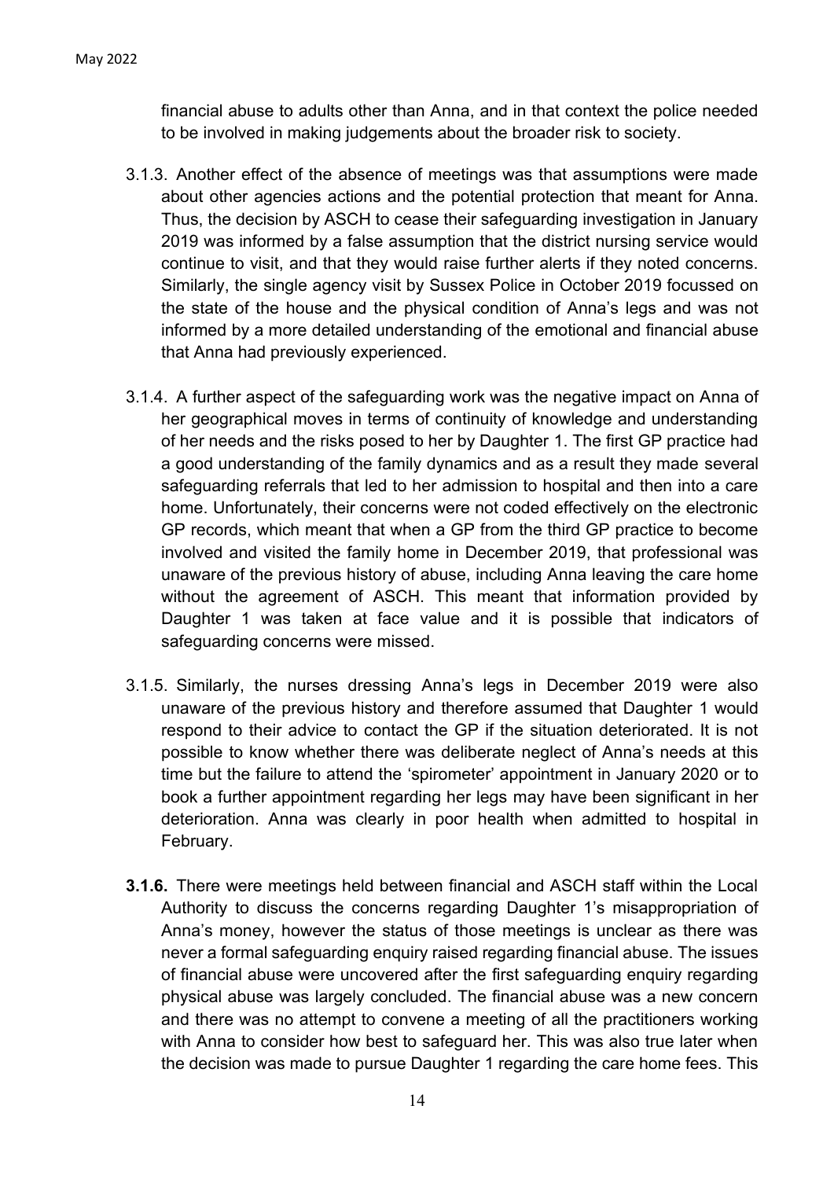financial abuse to adults other than Anna, and in that context the police needed to be involved in making judgements about the broader risk to society.

3.1.3. Another effect of the absence of meetings was that assumptions were made about other agencies actions and the potential protection that meant for Anna. Thus, the decision by ASCH to cease their safeguarding investigation in January 2019 was informed by a false assumption that the district nursing service would continue to visit, and that they would raise further alerts if they noted concerns. Similarly, the single agency visit by Sussex Police in October 2019 focussed on the state of the house and the physical condition of Anna's legs and was not informed by a more detailed understanding of the emotional and financial abuse that Anna had previously experienced.

3.1.4. A further aspect of the safeguarding work was the negative impact on Anna of her geographical moves in terms of continuity of knowledge and understanding of her needs and the risks posed to her by Daughter 1. The first GP practice had a good understanding of the family dynamics and as a result they made several safeguarding referrals that led to her admission to hospital and then into a care home. Unfortunately, their concerns were not coded effectively on the electronic GP records, which meant that when a GP from the third GP practice to become involved and visited the family home in December 2019, that professional was unaware of the previous history of abuse, including Anna leaving the care home without the agreement of ASCH. This meant that information provided by Daughter 1 was taken at face value and it is possible that indicators of safeguarding concerns were missed.

3.1.5. Similarly, the nurses dressing Anna's legs in December 2019 were also unaware of the previous history and therefore assumed that Daughter 1 would respond to their advice to contact the GP if the situation deteriorated. It is not possible to know whether there was deliberate neglect of Anna's needs at this time but the failure to attend the 'spirometer' appointment in January 2020 or to book a further appointment regarding her legs may have been significant in her deterioration. Anna was clearly in poor health when admitted to hospital in February.

**3.1.6.** There were meetings held between financial and ASCH staff within the Local Authority to discuss the concerns regarding Daughter 1's misappropriation of Anna's money, however the status of those meetings is unclear as there was never a formal safeguarding enquiry raised regarding financial abuse. The issues of financial abuse were uncovered after the first safeguarding enquiry regarding physical abuse was largely concluded. The financial abuse was a new concern and there was no attempt to convene a meeting of all the practitioners working with Anna to consider how best to safeguard her. This was also true later when the decision was made to pursue Daughter 1 regarding the care home fees. This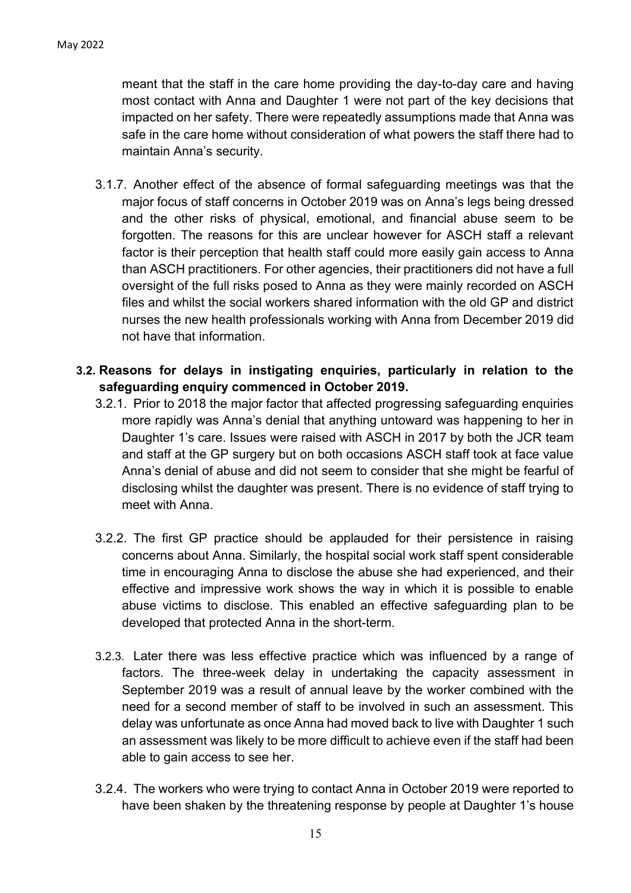meant that the staff in the care home providing the day-to-day care and having most contact with Anna and Daughter 1 were not part of the key decisions that impacted on her safety. There were repeatedly assumptions made that Anna was safe in the care home without consideration of what powers the staff there had to maintain Anna's security.

3.1.7. Another effect of the absence of formal safeguarding meetings was that the major focus of staff concerns in October 2019 was on Anna's legs being dressed and the other risks of physical, emotional, and financial abuse seem to be forgotten. The reasons for this are unclear however for ASCH staff a relevant factor is their perception that health staff could more easily gain access to Anna than ASCH practitioners. For other agencies, their practitioners did not have a full oversight of the full risks posed to Anna as they were mainly recorded on ASCH files and whilst the social workers shared information with the old GP and district nurses the new health professionals working with Anna from December 2019 did not have that information.

**3.2. Reasons for delays in instigating enquiries, particularly in relation to the safeguarding enquiry commenced in October 2019.**

3.2.1. Prior to 2018 the major factor that affected progressing safeguarding enquiries more rapidly was Anna's denial that anything untoward was happening to her in Daughter 1's care. Issues were raised with ASCH in 2017 by both the JCR team and staff at the GP surgery but on both occasions ASCH staff took at face value Anna's denial of abuse and did not seem to consider that she might be fearful of disclosing whilst the daughter was present. There is no evidence of staff trying to meet with Anna.

3.2.2. The first GP practice should be applauded for their persistence in raising concerns about Anna. Similarly, the hospital social work staff spent considerable time in encouraging Anna to disclose the abuse she had experienced, and their effective and impressive work shows the way in which it is possible to enable abuse victims to disclose. This enabled an effective safeguarding plan to be developed that protected Anna in the short-term.

3.2.3. Later there was less effective practice which was influenced by a range of factors. The three-week delay in undertaking the capacity assessment in September 2019 was a result of annual leave by the worker combined with the need for a second member of staff to be involved in such an assessment. This delay was unfortunate as once Anna had moved back to live with Daughter 1 such an assessment was likely to be more difficult to achieve even if the staff had been able to gain access to see her.

3.2.4. The workers who were trying to contact Anna in October 2019 were reported to have been shaken by the threatening response by people at Daughter 1's house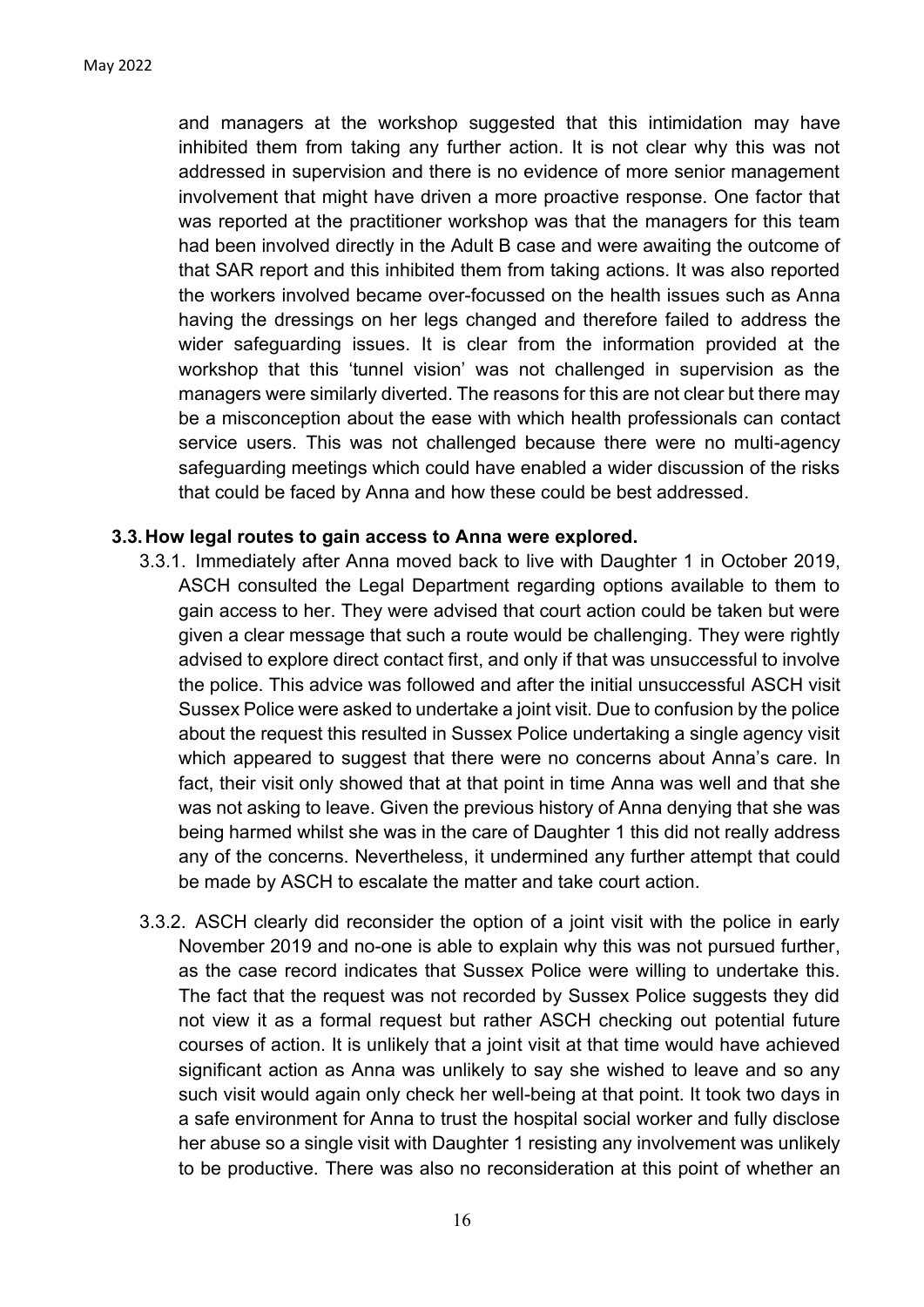and managers at the workshop suggested that this intimidation may have inhibited them from taking any further action. It is not clear why this was not addressed in supervision and there is no evidence of more senior management involvement that might have driven a more proactive response. One factor that was reported at the practitioner workshop was that the managers for this team had been involved directly in the Adult B case and were awaiting the outcome of that SAR report and this inhibited them from taking actions. It was also reported the workers involved became over-focussed on the health issues such as Anna having the dressings on her legs changed and therefore failed to address the wider safeguarding issues. It is clear from the information provided at the workshop that this 'tunnel vision' was not challenged in supervision as the managers were similarly diverted. The reasons for this are not clear but there may be a misconception about the ease with which health professionals can contact service users. This was not challenged because there were no multi-agency safeguarding meetings which could have enabled a wider discussion of the risks that could be faced by Anna and how these could be best addressed.

### 3.3. How legal routes to gain access to Anna were explored.

3.3.1. Immediately after Anna moved back to live with Daughter 1 in October 2019, ASCH consulted the Legal Department regarding options available to them to gain access to her. They were advised that court action could be taken but were given a clear message that such a route would be challenging. They were rightly advised to explore direct contact first, and only if that was unsuccessful to involve the police. This advice was followed and after the initial unsuccessful ASCH visit Sussex Police were asked to undertake a joint visit. Due to confusion by the police about the request this resulted in Sussex Police undertaking a single agency visit which appeared to suggest that there were no concerns about Anna's care. In fact, their visit only showed that at that point in time Anna was well and that she was not asking to leave. Given the previous history of Anna denying that she was being harmed whilst she was in the care of Daughter 1 this did not really address any of the concerns. Nevertheless, it undermined any further attempt that could be made by ASCH to escalate the matter and take court action.

3.3.2. ASCH clearly did reconsider the option of a joint visit with the police in early November 2019 and no-one is able to explain why this was not pursued further, as the case record indicates that Sussex Police were willing to undertake this. The fact that the request was not recorded by Sussex Police suggests they did not view it as a formal request but rather ASCH checking out potential future courses of action. It is unlikely that a joint visit at that time would have achieved significant action as Anna was unlikely to say she wished to leave and so any such visit would again only check her well-being at that point. It took two days in a safe environment for Anna to trust the hospital social worker and fully disclose her abuse so a single visit with Daughter 1 resisting any involvement was unlikely to be productive. There was also no reconsideration at this point of whether an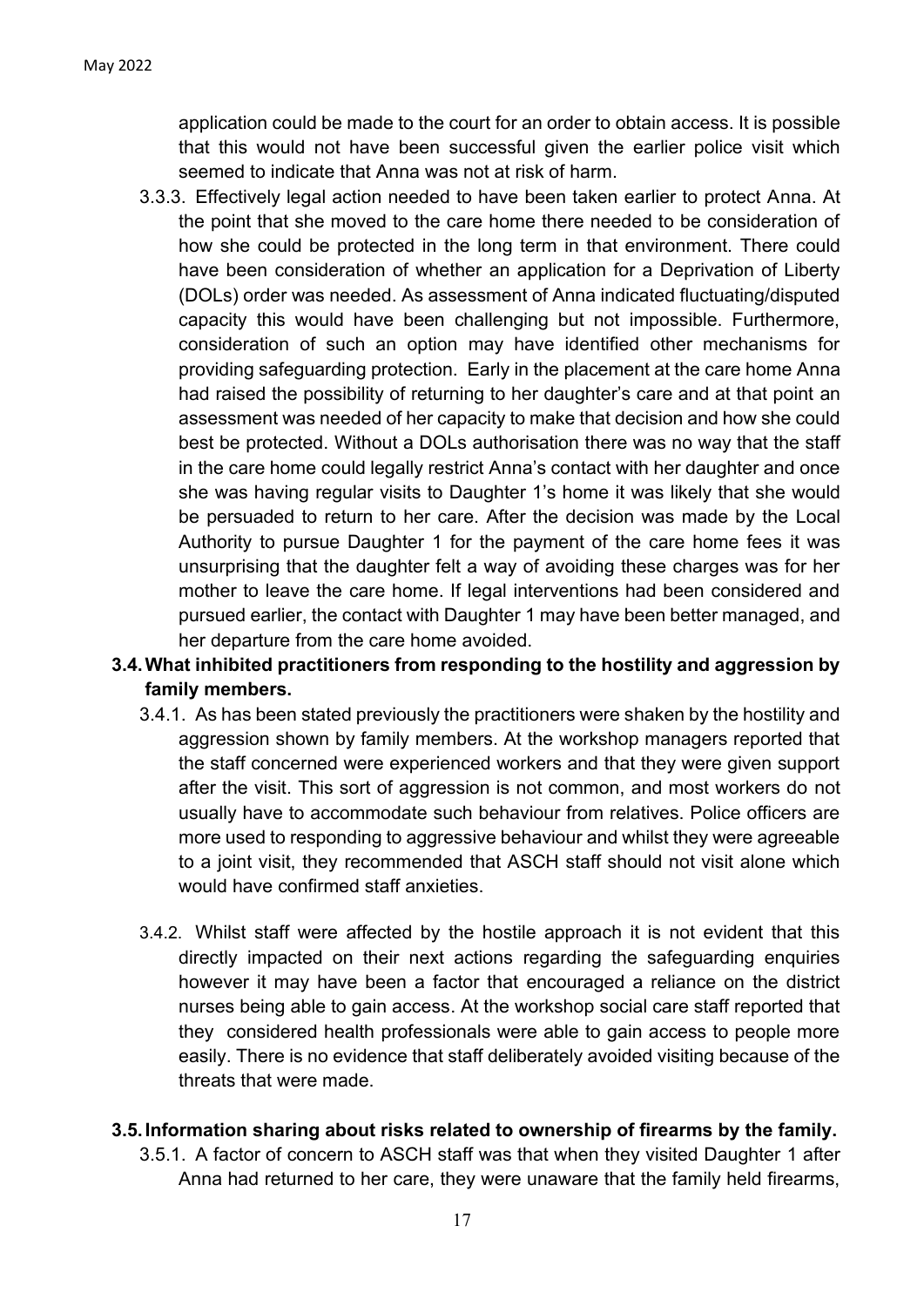application could be made to the court for an order to obtain access. It is possible that this would not have been successful given the earlier police visit which seemed to indicate that Anna was not at risk of harm.

3.3.3. Effectively legal action needed to have been taken earlier to protect Anna. At the point that she moved to the care home there needed to be consideration of how she could be protected in the long term in that environment. There could have been consideration of whether an application for a Deprivation of Liberty (DOLs) order was needed. As assessment of Anna indicated fluctuating/disputed capacity this would have been challenging but not impossible. Furthermore, consideration of such an option may have identified other mechanisms for providing safeguarding protection. Early in the placement at the care home Anna had raised the possibility of returning to her daughter's care and at that point an assessment was needed of her capacity to make that decision and how she could best be protected. Without a DOLs authorisation there was no way that the staff in the care home could legally restrict Anna's contact with her daughter and once she was having regular visits to Daughter 1's home it was likely that she would be persuaded to return to her care. After the decision was made by the Local Authority to pursue Daughter 1 for the payment of the care home fees it was unsurprising that the daughter felt a way of avoiding these charges was for her mother to leave the care home. If legal interventions had been considered and pursued earlier, the contact with Daughter 1 may have been better managed, and her departure from the care home avoided.

### 3.4. What inhibited practitioners from responding to the hostility and aggression by family members.

3.4.1. As has been stated previously the practitioners were shaken by the hostility and aggression shown by family members. At the workshop managers reported that the staff concerned were experienced workers and that they were given support after the visit. This sort of aggression is not common, and most workers do not usually have to accommodate such behaviour from relatives. Police officers are more used to responding to aggressive behaviour and whilst they were agreeable to a joint visit, they recommended that ASCH staff should not visit alone which would have confirmed staff anxieties.

3.4.2. Whilst staff were affected by the hostile approach it is not evident that this directly impacted on their next actions regarding the safeguarding enquiries however it may have been a factor that encouraged a reliance on the district nurses being able to gain access. At the workshop social care staff reported that they considered health professionals were able to gain access to people more easily. There is no evidence that staff deliberately avoided visiting because of the threats that were made.

### 3.5. Information sharing about risks related to ownership of firearms by the family.

3.5.1. A factor of concern to ASCH staff was that when they visited Daughter 1 after Anna had returned to her care, they were unaware that the family held firearms,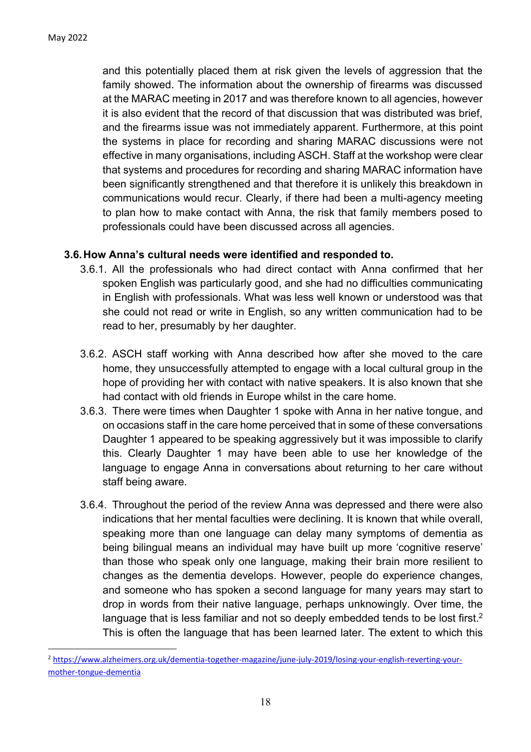and this potentially placed them at risk given the levels of aggression that the family showed. The information about the ownership of firearms was discussed at the MARAC meeting in 2017 and was therefore known to all agencies, however it is also evident that the record of that discussion that was distributed was brief, and the firearms issue was not immediately apparent. Furthermore, at this point the systems in place for recording and sharing MARAC discussions were not effective in many organisations, including ASCH. Staff at the workshop were clear that systems and procedures for recording and sharing MARAC information have been significantly strengthened and that therefore it is unlikely this breakdown in communications would recur. Clearly, if there had been a multi-agency meeting to plan how to make contact with Anna, the risk that family members posed to professionals could have been discussed across all agencies.

### 3.6. How Anna's cultural needs were identified and responded to.

3.6.1. All the professionals who had direct contact with Anna confirmed that her spoken English was particularly good, and she had no difficulties communicating in English with professionals. What was less well known or understood was that she could not read or write in English, so any written communication had to be read to her, presumably by her daughter.

3.6.2. ASCH staff working with Anna described how after she moved to the care home, they unsuccessfully attempted to engage with a local cultural group in the hope of providing her with contact with native speakers. It is also known that she had contact with old friends in Europe whilst in the care home.

3.6.3. There were times when Daughter 1 spoke with Anna in her native tongue, and on occasions staff in the care home perceived that in some of these conversations Daughter 1 appeared to be speaking aggressively but it was impossible to clarify this. Clearly Daughter 1 may have been able to use her knowledge of the language to engage Anna in conversations about returning to her care without staff being aware.

3.6.4. Throughout the period of the review Anna was depressed and there were also indications that her mental faculties were declining. It is known that while overall, speaking more than one language can delay many symptoms of dementia as being bilingual means an individual may have built up more 'cognitive reserve' than those who speak only one language, making their brain more resilient to changes as the dementia develops. However, people do experience changes, and someone who has spoken a second language for many years may start to drop in words from their native language, perhaps unknowingly. Over time, the language that is less familiar and not so deeply embedded tends to be lost first.[2] This is often the language that has been learned later. The extent to which this

[2] https://www.alzheimers.org.uk/dementia-together-magazine/june-july-2019/losing-your-english-reverting-your-mother-tongue-dementia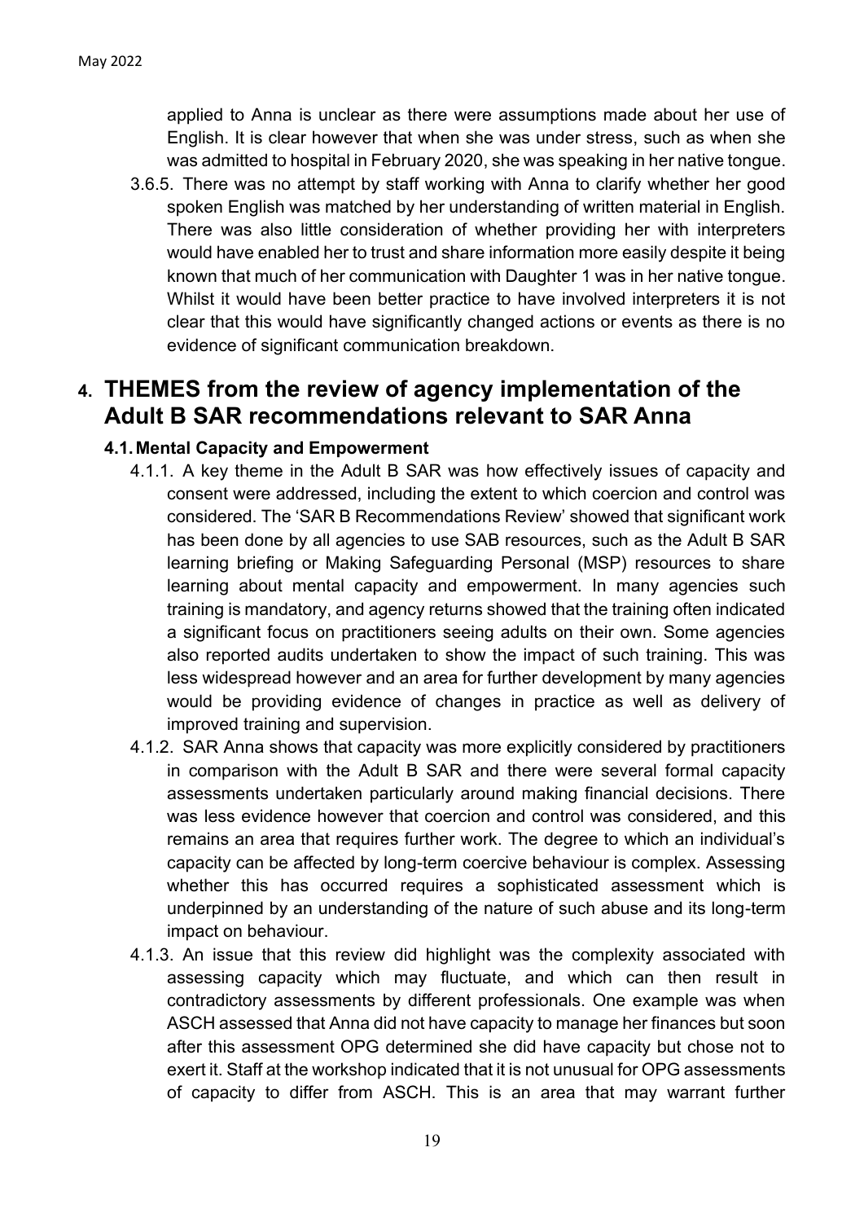applied to Anna is unclear as there were assumptions made about her use of English. It is clear however that when she was under stress, such as when she was admitted to hospital in February 2020, she was speaking in her native tongue.

3.6.5. There was no attempt by staff working with Anna to clarify whether her good spoken English was matched by her understanding of written material in English. There was also little consideration of whether providing her with interpreters would have enabled her to trust and share information more easily despite it being known that much of her communication with Daughter 1 was in her native tongue. Whilst it would have been better practice to have involved interpreters it is not clear that this would have significantly changed actions or events as there is no evidence of significant communication breakdown.

# 4. THEMES from the review of agency implementation of the Adult B SAR recommendations relevant to SAR Anna

## 4.1. Mental Capacity and Empowerment

4.1.1. A key theme in the Adult B SAR was how effectively issues of capacity and consent were addressed, including the extent to which coercion and control was considered. The 'SAR B Recommendations Review' showed that significant work has been done by all agencies to use SAB resources, such as the Adult B SAR learning briefing or Making Safeguarding Personal (MSP) resources to share learning about mental capacity and empowerment. In many agencies such training is mandatory, and agency returns showed that the training often indicated a significant focus on practitioners seeing adults on their own. Some agencies also reported audits undertaken to show the impact of such training. This was less widespread however and an area for further development by many agencies would be providing evidence of changes in practice as well as delivery of improved training and supervision.

4.1.2. SAR Anna shows that capacity was more explicitly considered by practitioners in comparison with the Adult B SAR and there were several formal capacity assessments undertaken particularly around making financial decisions. There was less evidence however that coercion and control was considered, and this remains an area that requires further work. The degree to which an individual's capacity can be affected by long-term coercive behaviour is complex. Assessing whether this has occurred requires a sophisticated assessment which is underpinned by an understanding of the nature of such abuse and its long-term impact on behaviour.

4.1.3. An issue that this review did highlight was the complexity associated with assessing capacity which may fluctuate, and which can then result in contradictory assessments by different professionals. One example was when ASCH assessed that Anna did not have capacity to manage her finances but soon after this assessment OPG determined she did have capacity but chose not to exert it. Staff at the workshop indicated that it is not unusual for OPG assessments of capacity to differ from ASCH. This is an area that may warrant further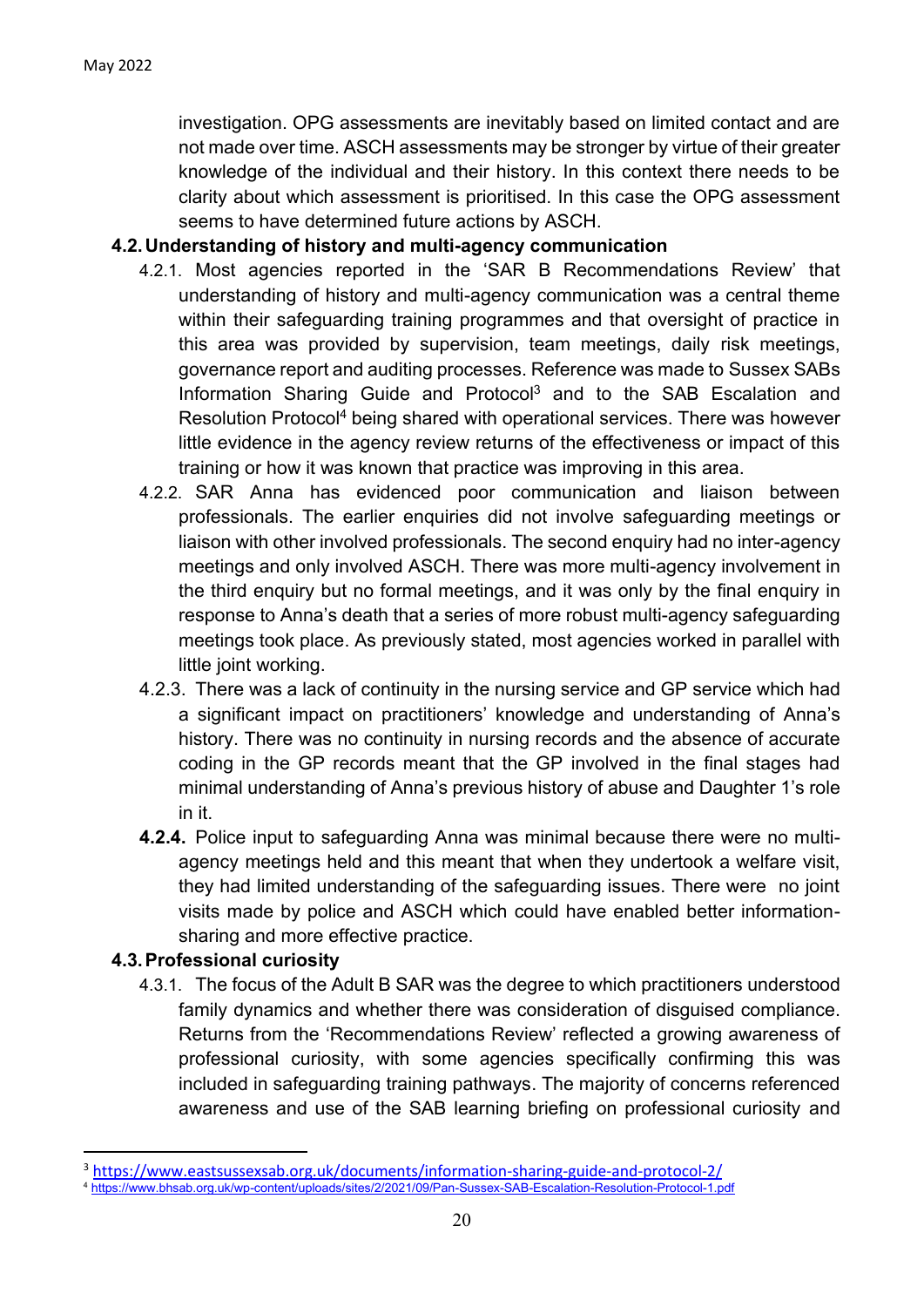investigation. OPG assessments are inevitably based on limited contact and are not made over time. ASCH assessments may be stronger by virtue of their greater knowledge of the individual and their history. In this context there needs to be clarity about which assessment is prioritised. In this case the OPG assessment seems to have determined future actions by ASCH.

### 4.2. Understanding of history and multi-agency communication

4.2.1. Most agencies reported in the 'SAR B Recommendations Review' that understanding of history and multi-agency communication was a central theme within their safeguarding training programmes and that oversight of practice in this area was provided by supervision, team meetings, daily risk meetings, governance report and auditing processes. Reference was made to Sussex SABs Information Sharing Guide and Protocol[3] and to the SAB Escalation and Resolution Protocol[4] being shared with operational services. There was however little evidence in the agency review returns of the effectiveness or impact of this training or how it was known that practice was improving in this area.

4.2.2. SAR Anna has evidenced poor communication and liaison between professionals. The earlier enquiries did not involve safeguarding meetings or liaison with other involved professionals. The second enquiry had no inter-agency meetings and only involved ASCH. There was more multi-agency involvement in the third enquiry but no formal meetings, and it was only by the final enquiry in response to Anna's death that a series of more robust multi-agency safeguarding meetings took place. As previously stated, most agencies worked in parallel with little joint working.

4.2.3. There was a lack of continuity in the nursing service and GP service which had a significant impact on practitioners' knowledge and understanding of Anna's history. There was no continuity in nursing records and the absence of accurate coding in the GP records meant that the GP involved in the final stages had minimal understanding of Anna's previous history of abuse and Daughter 1's role in it.

**4.2.4.** Police input to safeguarding Anna was minimal because there were no multi-agency meetings held and this meant that when they undertook a welfare visit, they had limited understanding of the safeguarding issues. There were no joint visits made by police and ASCH which could have enabled better information-sharing and more effective practice.

### 4.3. Professional curiosity

4.3.1. The focus of the Adult B SAR was the degree to which practitioners understood family dynamics and whether there was consideration of disguised compliance. Returns from the 'Recommendations Review' reflected a growing awareness of professional curiosity, with some agencies specifically confirming this was included in safeguarding training pathways. The majority of concerns referenced awareness and use of the SAB learning briefing on professional curiosity and

---

[3] https://www.eastsussexsab.org.uk/documents/information-sharing-guide-and-protocol-2/

[4] https://www.bhsab.org.uk/wp-content/uploads/sites/2/2021/09/Pan-Sussex-SAB-Escalation-Resolution-Protocol-1.pdf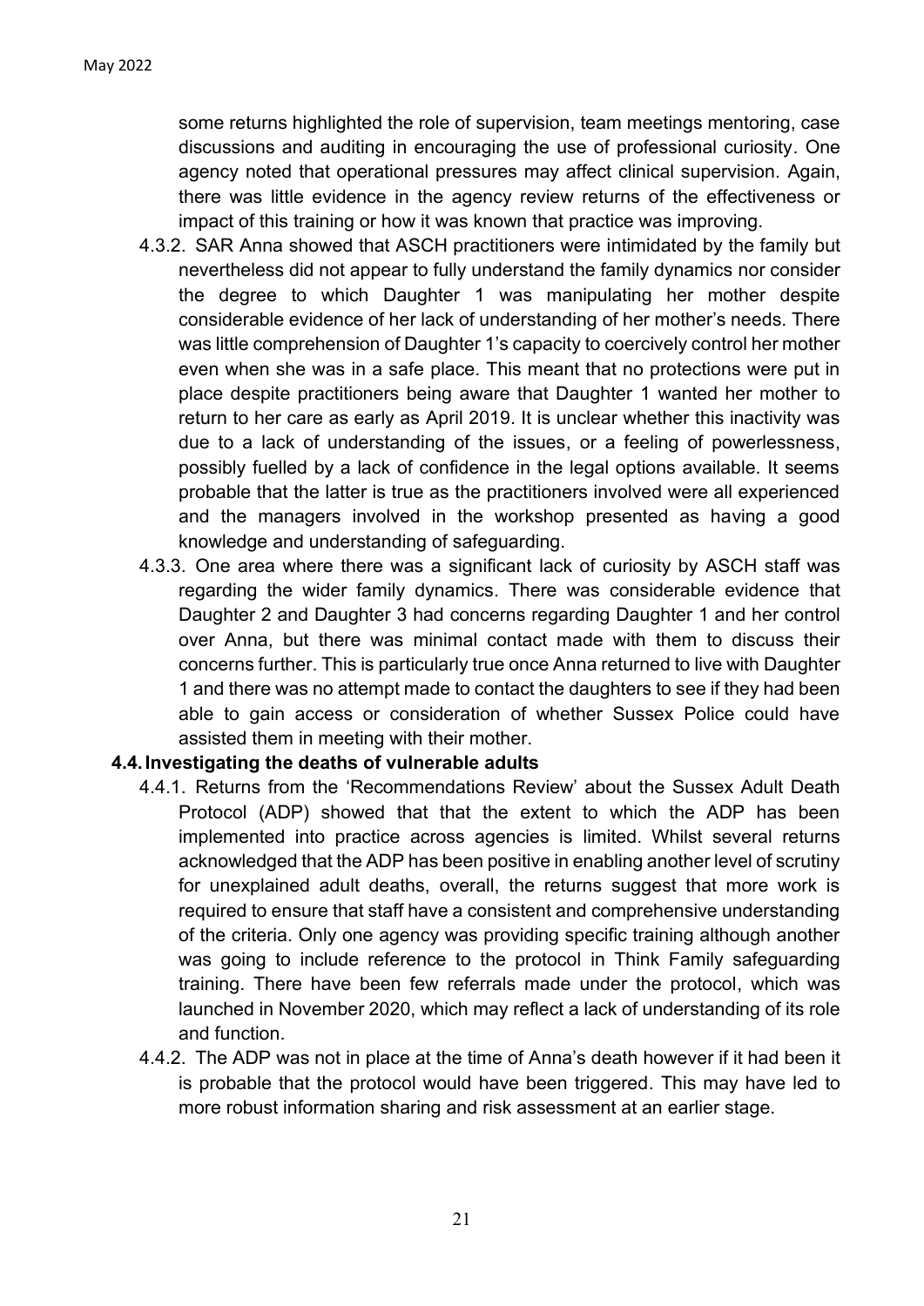some returns highlighted the role of supervision, team meetings mentoring, case discussions and auditing in encouraging the use of professional curiosity. One agency noted that operational pressures may affect clinical supervision. Again, there was little evidence in the agency review returns of the effectiveness or impact of this training or how it was known that practice was improving.

4.3.2. SAR Anna showed that ASCH practitioners were intimidated by the family but nevertheless did not appear to fully understand the family dynamics nor consider the degree to which Daughter 1 was manipulating her mother despite considerable evidence of her lack of understanding of her mother's needs. There was little comprehension of Daughter 1's capacity to coercively control her mother even when she was in a safe place. This meant that no protections were put in place despite practitioners being aware that Daughter 1 wanted her mother to return to her care as early as April 2019. It is unclear whether this inactivity was due to a lack of understanding of the issues, or a feeling of powerlessness, possibly fuelled by a lack of confidence in the legal options available. It seems probable that the latter is true as the practitioners involved were all experienced and the managers involved in the workshop presented as having a good knowledge and understanding of safeguarding.

4.3.3. One area where there was a significant lack of curiosity by ASCH staff was regarding the wider family dynamics. There was considerable evidence that Daughter 2 and Daughter 3 had concerns regarding Daughter 1 and her control over Anna, but there was minimal contact made with them to discuss their concerns further. This is particularly true once Anna returned to live with Daughter 1 and there was no attempt made to contact the daughters to see if they had been able to gain access or consideration of whether Sussex Police could have assisted them in meeting with their mother.

## 4.4. Investigating the deaths of vulnerable adults

4.4.1. Returns from the 'Recommendations Review' about the Sussex Adult Death Protocol (ADP) showed that that the extent to which the ADP has been implemented into practice across agencies is limited. Whilst several returns acknowledged that the ADP has been positive in enabling another level of scrutiny for unexplained adult deaths, overall, the returns suggest that more work is required to ensure that staff have a consistent and comprehensive understanding of the criteria. Only one agency was providing specific training although another was going to include reference to the protocol in Think Family safeguarding training. There have been few referrals made under the protocol, which was launched in November 2020, which may reflect a lack of understanding of its role and function.

4.4.2. The ADP was not in place at the time of Anna's death however if it had been it is probable that the protocol would have been triggered. This may have led to more robust information sharing and risk assessment at an earlier stage.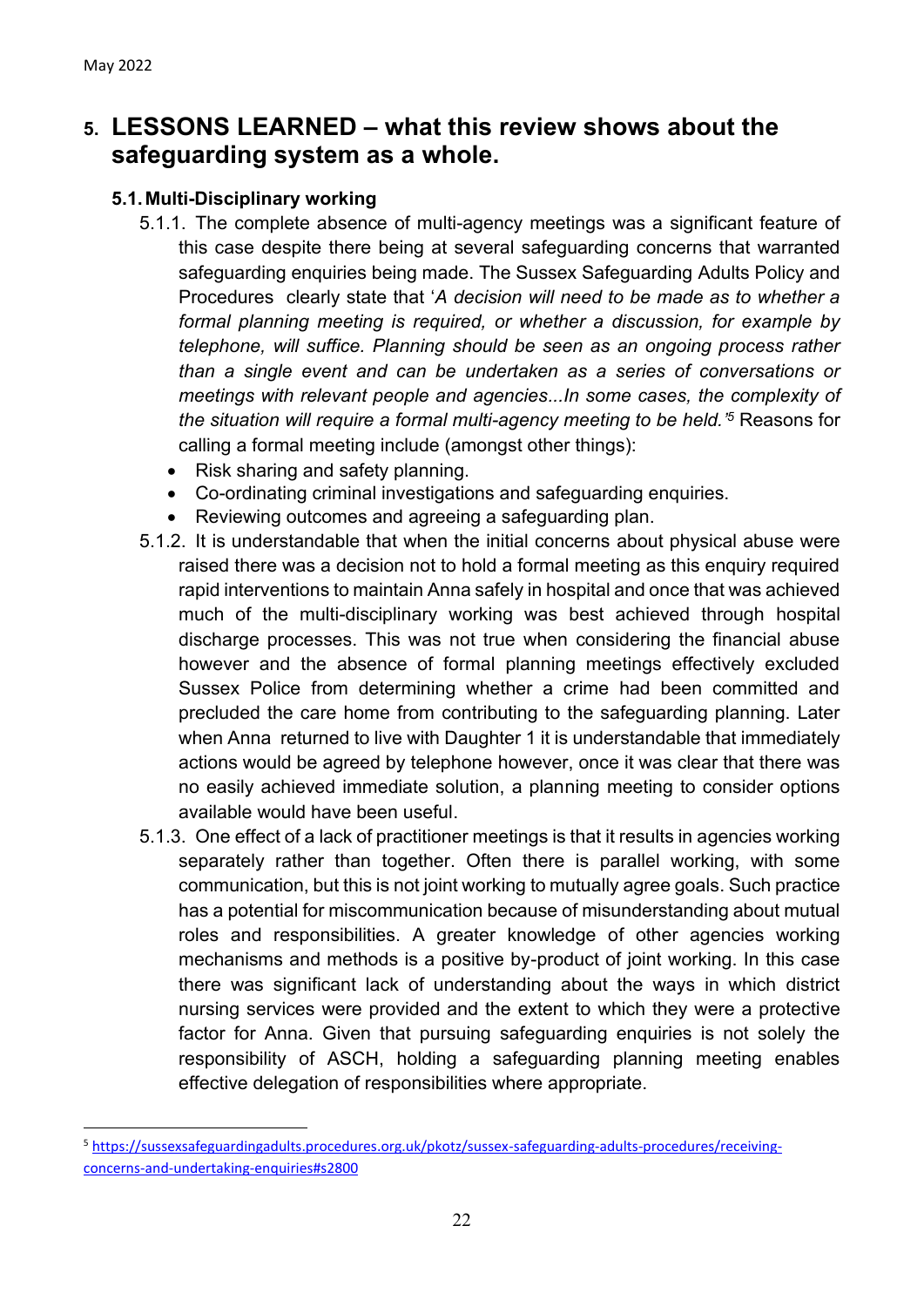## 5. LESSONS LEARNED – what this review shows about the safeguarding system as a whole.

### 5.1. Multi-Disciplinary working

5.1.1. The complete absence of multi-agency meetings was a significant feature of this case despite there being at several safeguarding concerns that warranted safeguarding enquiries being made. The Sussex Safeguarding Adults Policy and Procedures clearly state that '*A decision will need to be made as to whether a formal planning meeting is required, or whether a discussion, for example by telephone, will suffice. Planning should be seen as an ongoing process rather than a single event and can be undertaken as a series of conversations or meetings with relevant people and agencies...In some cases, the complexity of the situation will require a formal multi-agency meeting to be held.*'[5] Reasons for calling a formal meeting include (amongst other things):

- Risk sharing and safety planning.
- Co-ordinating criminal investigations and safeguarding enquiries.
- Reviewing outcomes and agreeing a safeguarding plan.

5.1.2. It is understandable that when the initial concerns about physical abuse were raised there was a decision not to hold a formal meeting as this enquiry required rapid interventions to maintain Anna safely in hospital and once that was achieved much of the multi-disciplinary working was best achieved through hospital discharge processes. This was not true when considering the financial abuse however and the absence of formal planning meetings effectively excluded Sussex Police from determining whether a crime had been committed and precluded the care home from contributing to the safeguarding planning. Later when Anna returned to live with Daughter 1 it is understandable that immediately actions would be agreed by telephone however, once it was clear that there was no easily achieved immediate solution, a planning meeting to consider options available would have been useful.

5.1.3. One effect of a lack of practitioner meetings is that it results in agencies working separately rather than together. Often there is parallel working, with some communication, but this is not joint working to mutually agree goals. Such practice has a potential for miscommunication because of misunderstanding about mutual roles and responsibilities. A greater knowledge of other agencies working mechanisms and methods is a positive by-product of joint working. In this case there was significant lack of understanding about the ways in which district nursing services were provided and the extent to which they were a protective factor for Anna. Given that pursuing safeguarding enquiries is not solely the responsibility of ASCH, holding a safeguarding planning meeting enables effective delegation of responsibilities where appropriate.

---

[5] https://sussexsafeguardingadults.procedures.org.uk/pkotz/sussex-safeguarding-adults-procedures/receiving-concerns-and-undertaking-enquiries#s2800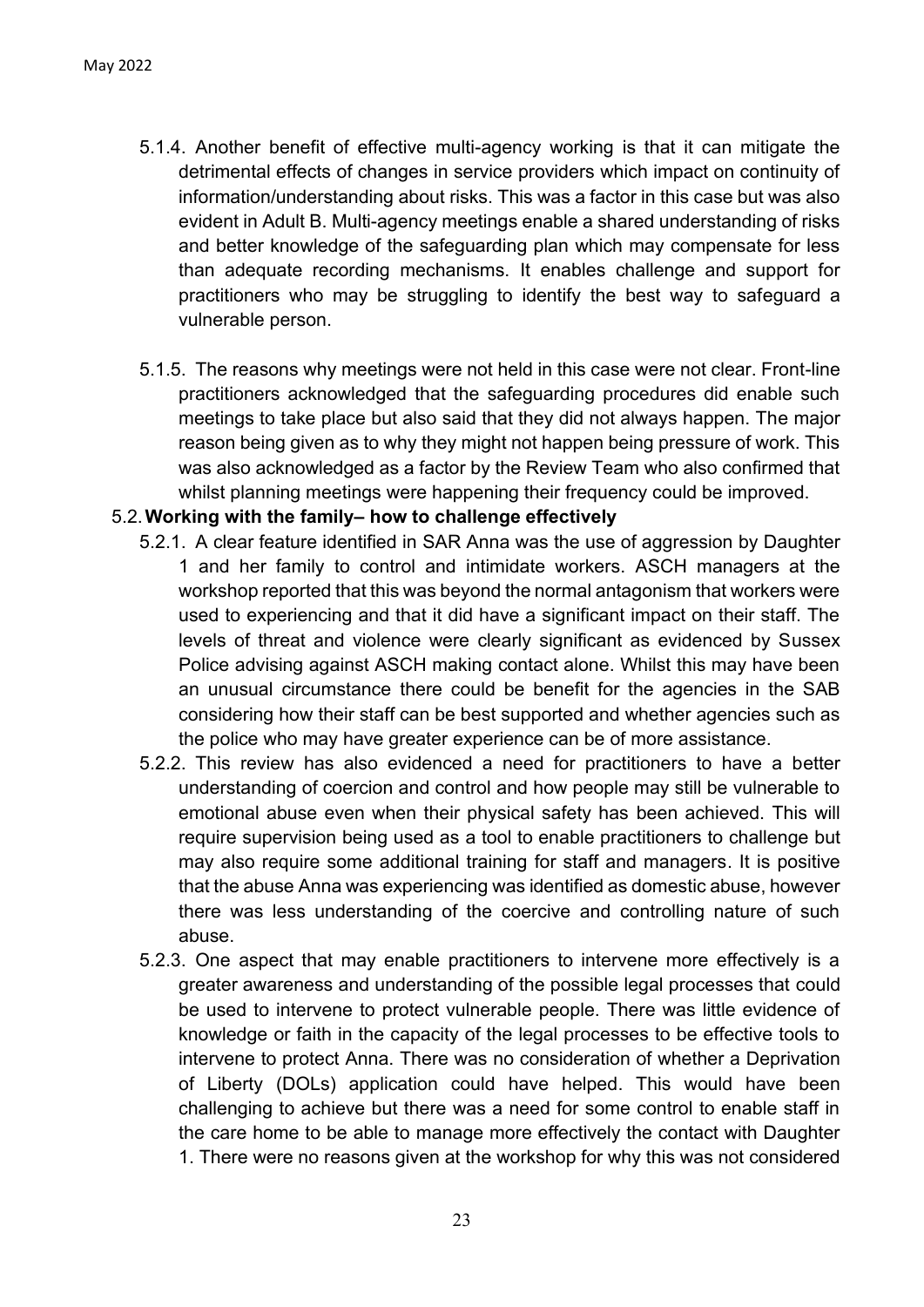5.1.4. Another benefit of effective multi-agency working is that it can mitigate the detrimental effects of changes in service providers which impact on continuity of information/understanding about risks. This was a factor in this case but was also evident in Adult B. Multi-agency meetings enable a shared understanding of risks and better knowledge of the safeguarding plan which may compensate for less than adequate recording mechanisms. It enables challenge and support for practitioners who may be struggling to identify the best way to safeguard a vulnerable person.

5.1.5. The reasons why meetings were not held in this case were not clear. Front-line practitioners acknowledged that the safeguarding procedures did enable such meetings to take place but also said that they did not always happen. The major reason being given as to why they might not happen being pressure of work. This was also acknowledged as a factor by the Review Team who also confirmed that whilst planning meetings were happening their frequency could be improved.

5.2. **Working with the family– how to challenge effectively**

5.2.1. A clear feature identified in SAR Anna was the use of aggression by Daughter 1 and her family to control and intimidate workers. ASCH managers at the workshop reported that this was beyond the normal antagonism that workers were used to experiencing and that it did have a significant impact on their staff. The levels of threat and violence were clearly significant as evidenced by Sussex Police advising against ASCH making contact alone. Whilst this may have been an unusual circumstance there could be benefit for the agencies in the SAB considering how their staff can be best supported and whether agencies such as the police who may have greater experience can be of more assistance.

5.2.2. This review has also evidenced a need for practitioners to have a better understanding of coercion and control and how people may still be vulnerable to emotional abuse even when their physical safety has been achieved. This will require supervision being used as a tool to enable practitioners to challenge but may also require some additional training for staff and managers. It is positive that the abuse Anna was experiencing was identified as domestic abuse, however there was less understanding of the coercive and controlling nature of such abuse.

5.2.3. One aspect that may enable practitioners to intervene more effectively is a greater awareness and understanding of the possible legal processes that could be used to intervene to protect vulnerable people. There was little evidence of knowledge or faith in the capacity of the legal processes to be effective tools to intervene to protect Anna. There was no consideration of whether a Deprivation of Liberty (DOLs) application could have helped. This would have been challenging to achieve but there was a need for some control to enable staff in the care home to be able to manage more effectively the contact with Daughter 1. There were no reasons given at the workshop for why this was not considered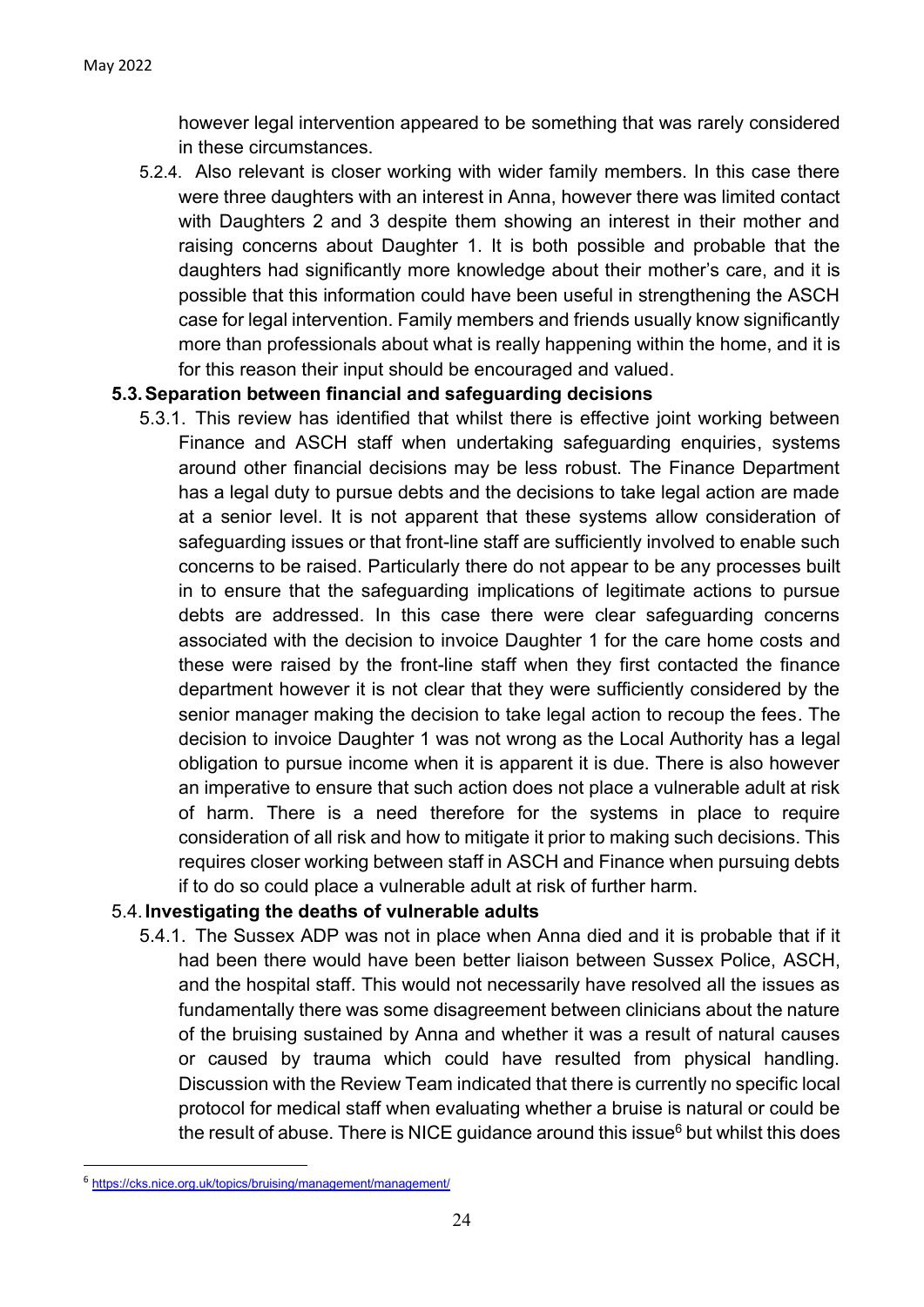however legal intervention appeared to be something that was rarely considered in these circumstances.

5.2.4. Also relevant is closer working with wider family members. In this case there were three daughters with an interest in Anna, however there was limited contact with Daughters 2 and 3 despite them showing an interest in their mother and raising concerns about Daughter 1. It is both possible and probable that the daughters had significantly more knowledge about their mother's care, and it is possible that this information could have been useful in strengthening the ASCH case for legal intervention. Family members and friends usually know significantly more than professionals about what is really happening within the home, and it is for this reason their input should be encouraged and valued.

### 5.3. Separation between financial and safeguarding decisions

5.3.1. This review has identified that whilst there is effective joint working between Finance and ASCH staff when undertaking safeguarding enquiries, systems around other financial decisions may be less robust. The Finance Department has a legal duty to pursue debts and the decisions to take legal action are made at a senior level. It is not apparent that these systems allow consideration of safeguarding issues or that front-line staff are sufficiently involved to enable such concerns to be raised. Particularly there do not appear to be any processes built in to ensure that the safeguarding implications of legitimate actions to pursue debts are addressed. In this case there were clear safeguarding concerns associated with the decision to invoice Daughter 1 for the care home costs and these were raised by the front-line staff when they first contacted the finance department however it is not clear that they were sufficiently considered by the senior manager making the decision to take legal action to recoup the fees. The decision to invoice Daughter 1 was not wrong as the Local Authority has a legal obligation to pursue income when it is apparent it is due. There is also however an imperative to ensure that such action does not place a vulnerable adult at risk of harm. There is a need therefore for the systems in place to require consideration of all risk and how to mitigate it prior to making such decisions. This requires closer working between staff in ASCH and Finance when pursuing debts if to do so could place a vulnerable adult at risk of further harm.

### 5.4. Investigating the deaths of vulnerable adults

5.4.1. The Sussex ADP was not in place when Anna died and it is probable that if it had been there would have been better liaison between Sussex Police, ASCH, and the hospital staff. This would not necessarily have resolved all the issues as fundamentally there was some disagreement between clinicians about the nature of the bruising sustained by Anna and whether it was a result of natural causes or caused by trauma which could have resulted from physical handling. Discussion with the Review Team indicated that there is currently no specific local protocol for medical staff when evaluating whether a bruise is natural or could be the result of abuse. There is NICE guidance around this issue[6] but whilst this does

[6] https://cks.nice.org.uk/topics/bruising/management/management/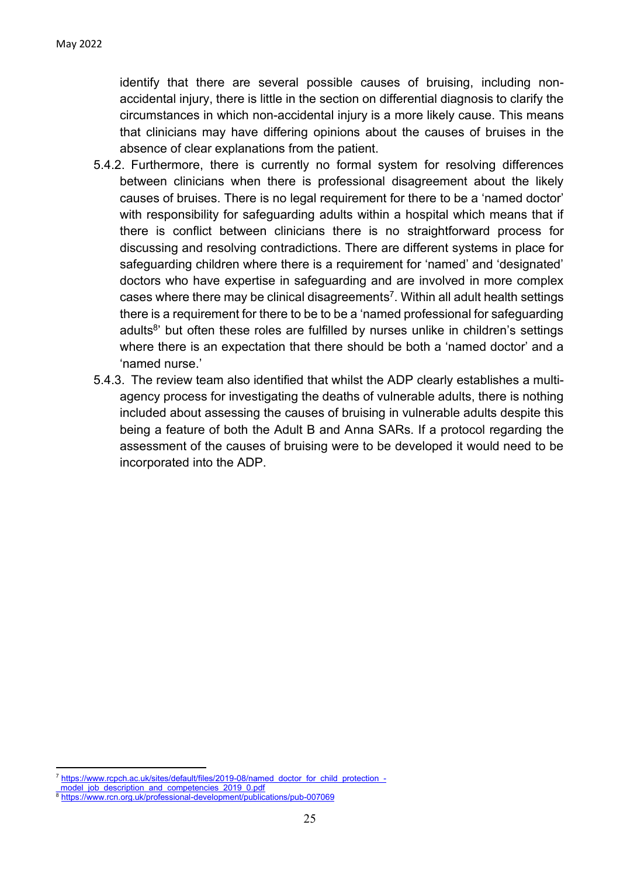identify that there are several possible causes of bruising, including non-accidental injury, there is little in the section on differential diagnosis to clarify the circumstances in which non-accidental injury is a more likely cause. This means that clinicians may have differing opinions about the causes of bruises in the absence of clear explanations from the patient.

5.4.2. Furthermore, there is currently no formal system for resolving differences between clinicians when there is professional disagreement about the likely causes of bruises. There is no legal requirement for there to be a 'named doctor' with responsibility for safeguarding adults within a hospital which means that if there is conflict between clinicians there is no straightforward process for discussing and resolving contradictions. There are different systems in place for safeguarding children where there is a requirement for 'named' and 'designated' doctors who have expertise in safeguarding and are involved in more complex cases where there may be clinical disagreements[7]. Within all adult health settings there is a requirement for there to be to be a 'named professional for safeguarding adults[8]' but often these roles are fulfilled by nurses unlike in children's settings where there is an expectation that there should be both a 'named doctor' and a 'named nurse.'

5.4.3. The review team also identified that whilst the ADP clearly establishes a multi-agency process for investigating the deaths of vulnerable adults, there is nothing included about assessing the causes of bruising in vulnerable adults despite this being a feature of both the Adult B and Anna SARs. If a protocol regarding the assessment of the causes of bruising were to be developed it would need to be incorporated into the ADP.

---

[7] https://www.rcpch.ac.uk/sites/default/files/2019-08/named_doctor_for_child_protection_-_model_job_description_and_competencies_2019_0.pdf

[8] https://www.rcn.org.uk/professional-development/publications/pub-007069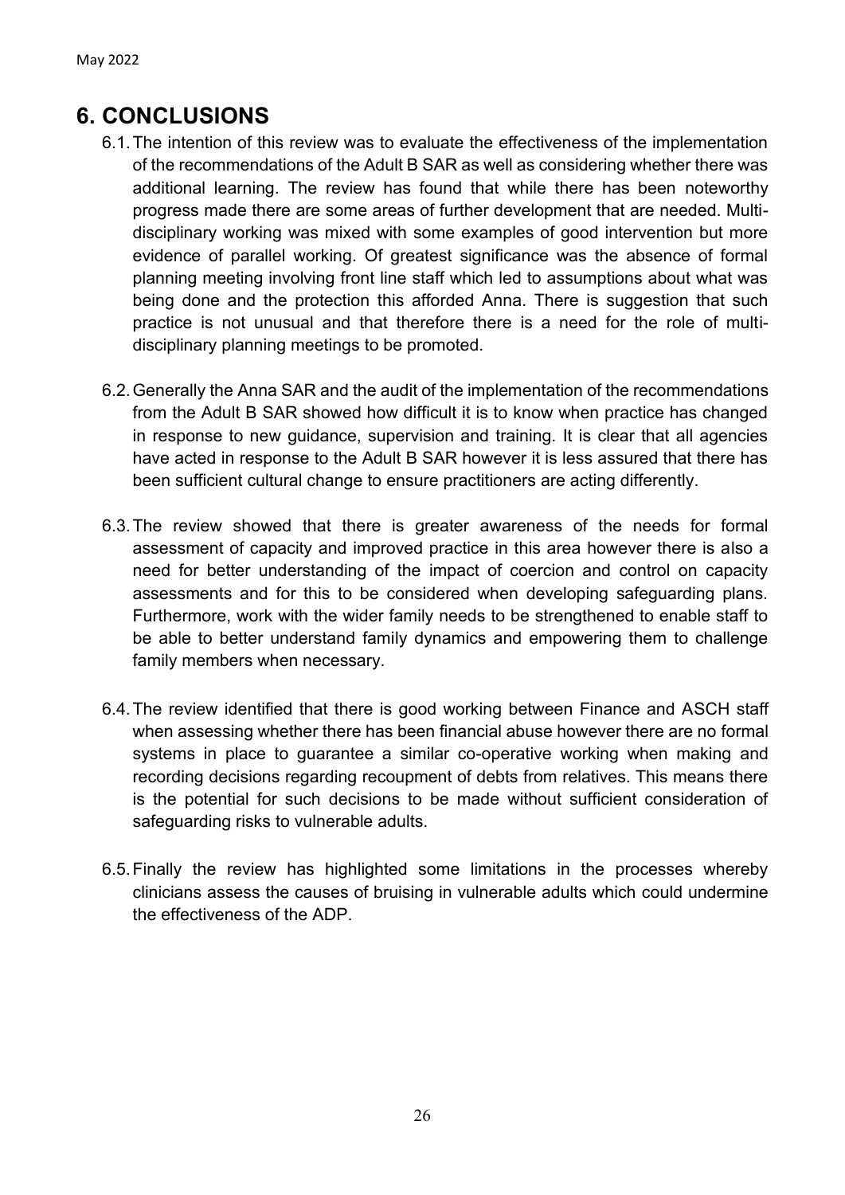## 6. CONCLUSIONS

6.1. The intention of this review was to evaluate the effectiveness of the implementation of the recommendations of the Adult B SAR as well as considering whether there was additional learning. The review has found that while there has been noteworthy progress made there are some areas of further development that are needed. Multi-disciplinary working was mixed with some examples of good intervention but more evidence of parallel working. Of greatest significance was the absence of formal planning meeting involving front line staff which led to assumptions about what was being done and the protection this afforded Anna. There is suggestion that such practice is not unusual and that therefore there is a need for the role of multi-disciplinary planning meetings to be promoted.

6.2. Generally the Anna SAR and the audit of the implementation of the recommendations from the Adult B SAR showed how difficult it is to know when practice has changed in response to new guidance, supervision and training. It is clear that all agencies have acted in response to the Adult B SAR however it is less assured that there has been sufficient cultural change to ensure practitioners are acting differently.

6.3. The review showed that there is greater awareness of the needs for formal assessment of capacity and improved practice in this area however there is also a need for better understanding of the impact of coercion and control on capacity assessments and for this to be considered when developing safeguarding plans. Furthermore, work with the wider family needs to be strengthened to enable staff to be able to better understand family dynamics and empowering them to challenge family members when necessary.

6.4. The review identified that there is good working between Finance and ASCH staff when assessing whether there has been financial abuse however there are no formal systems in place to guarantee a similar co-operative working when making and recording decisions regarding recoupment of debts from relatives. This means there is the potential for such decisions to be made without sufficient consideration of safeguarding risks to vulnerable adults.

6.5. Finally the review has highlighted some limitations in the processes whereby clinicians assess the causes of bruising in vulnerable adults which could undermine the effectiveness of the ADP.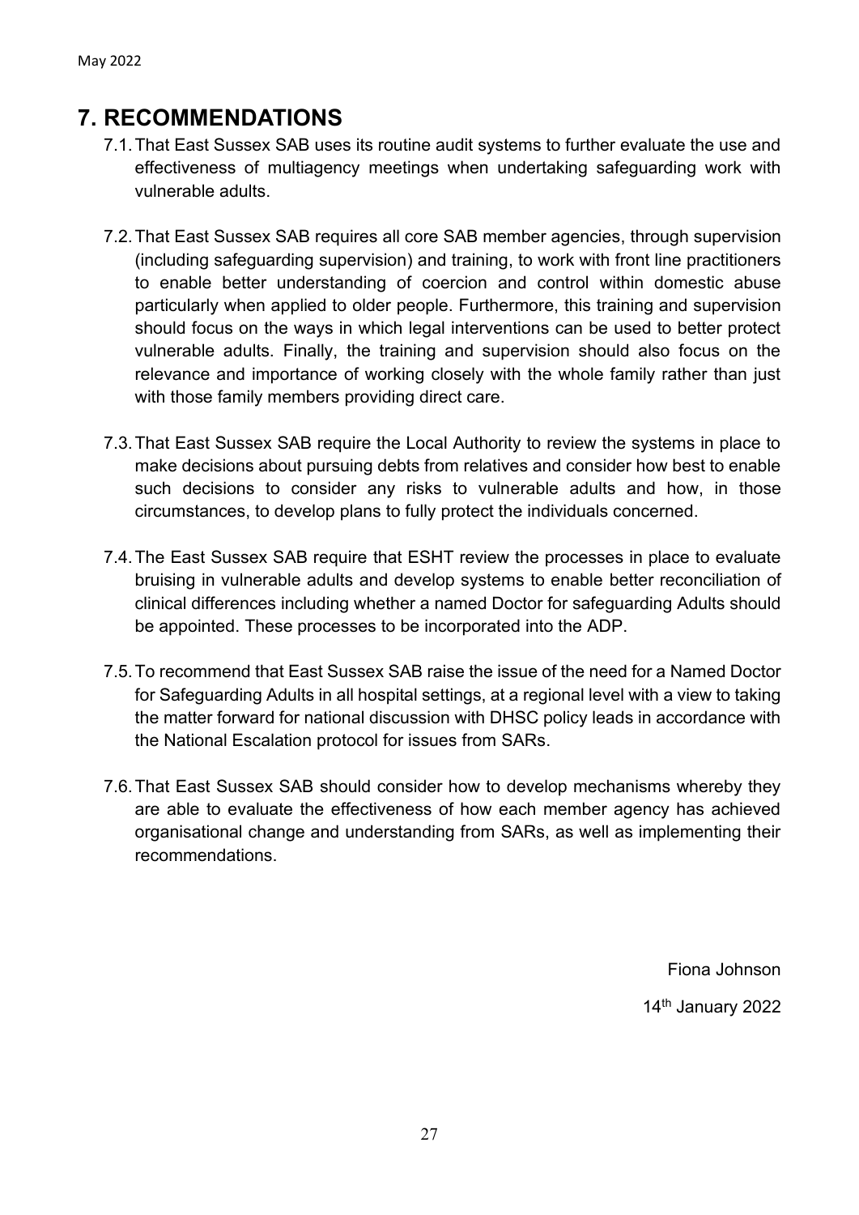# 7. RECOMMENDATIONS

7.1. That East Sussex SAB uses its routine audit systems to further evaluate the use and effectiveness of multiagency meetings when undertaking safeguarding work with vulnerable adults.

7.2. That East Sussex SAB requires all core SAB member agencies, through supervision (including safeguarding supervision) and training, to work with front line practitioners to enable better understanding of coercion and control within domestic abuse particularly when applied to older people. Furthermore, this training and supervision should focus on the ways in which legal interventions can be used to better protect vulnerable adults. Finally, the training and supervision should also focus on the relevance and importance of working closely with the whole family rather than just with those family members providing direct care.

7.3. That East Sussex SAB require the Local Authority to review the systems in place to make decisions about pursuing debts from relatives and consider how best to enable such decisions to consider any risks to vulnerable adults and how, in those circumstances, to develop plans to fully protect the individuals concerned.

7.4. The East Sussex SAB require that ESHT review the processes in place to evaluate bruising in vulnerable adults and develop systems to enable better reconciliation of clinical differences including whether a named Doctor for safeguarding Adults should be appointed. These processes to be incorporated into the ADP.

7.5. To recommend that East Sussex SAB raise the issue of the need for a Named Doctor for Safeguarding Adults in all hospital settings, at a regional level with a view to taking the matter forward for national discussion with DHSC policy leads in accordance with the National Escalation protocol for issues from SARs.

7.6. That East Sussex SAB should consider how to develop mechanisms whereby they are able to evaluate the effectiveness of how each member agency has achieved organisational change and understanding from SARs, as well as implementing their recommendations.

Fiona Johnson

14th January 2022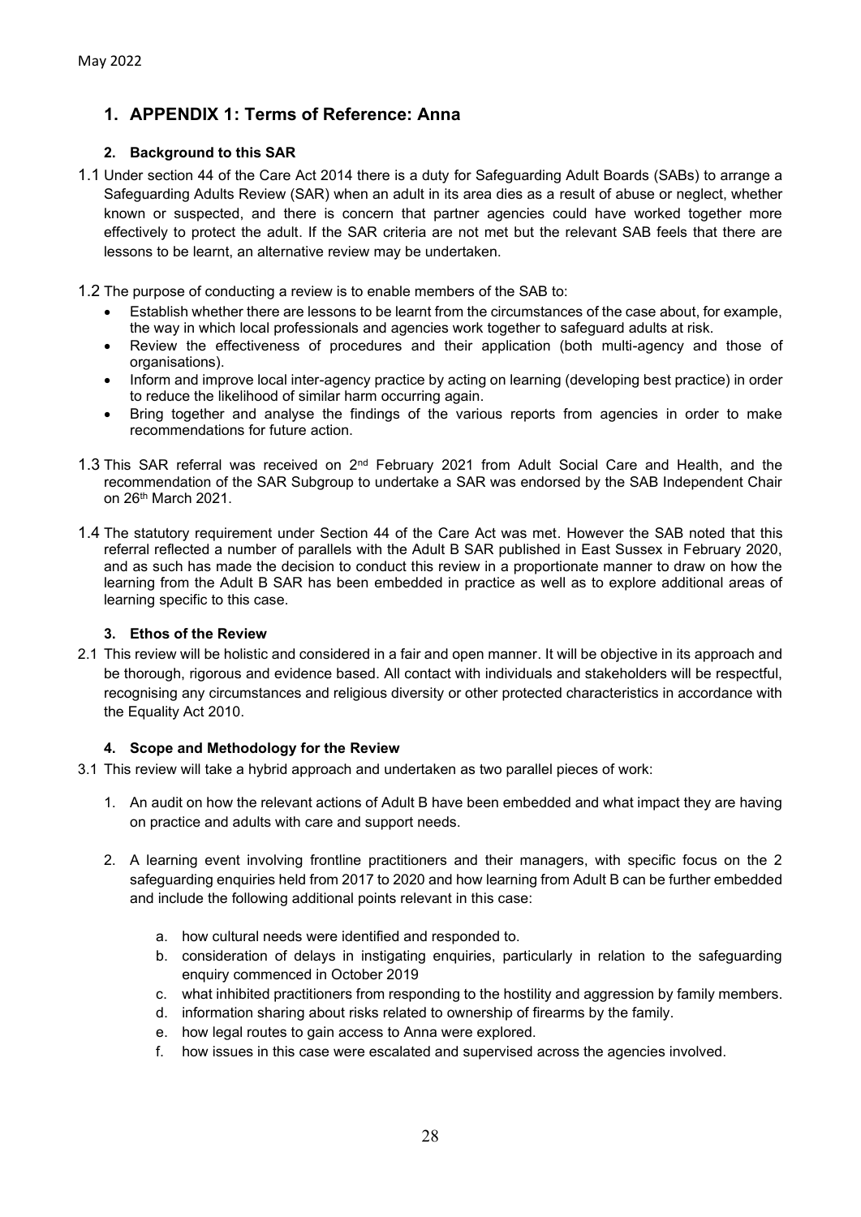# 1. APPENDIX 1: Terms of Reference: Anna

## 2. Background to this SAR

1.1 Under section 44 of the Care Act 2014 there is a duty for Safeguarding Adult Boards (SABs) to arrange a Safeguarding Adults Review (SAR) when an adult in its area dies as a result of abuse or neglect, whether known or suspected, and there is concern that partner agencies could have worked together more effectively to protect the adult. If the SAR criteria are not met but the relevant SAB feels that there are lessons to be learnt, an alternative review may be undertaken.

1.2 The purpose of conducting a review is to enable members of the SAB to:

- Establish whether there are lessons to be learnt from the circumstances of the case about, for example, the way in which local professionals and agencies work together to safeguard adults at risk.
- Review the effectiveness of procedures and their application (both multi-agency and those of organisations).
- Inform and improve local inter-agency practice by acting on learning (developing best practice) in order to reduce the likelihood of similar harm occurring again.
- Bring together and analyse the findings of the various reports from agencies in order to make recommendations for future action.

1.3 This SAR referral was received on 2nd February 2021 from Adult Social Care and Health, and the recommendation of the SAR Subgroup to undertake a SAR was endorsed by the SAB Independent Chair on 26th March 2021.

1.4 The statutory requirement under Section 44 of the Care Act was met. However the SAB noted that this referral reflected a number of parallels with the Adult B SAR published in East Sussex in February 2020, and as such has made the decision to conduct this review in a proportionate manner to draw on how the learning from the Adult B SAR has been embedded in practice as well as to explore additional areas of learning specific to this case.

## 3. Ethos of the Review

2.1 This review will be holistic and considered in a fair and open manner. It will be objective in its approach and be thorough, rigorous and evidence based. All contact with individuals and stakeholders will be respectful, recognising any circumstances and religious diversity or other protected characteristics in accordance with the Equality Act 2010.

## 4. Scope and Methodology for the Review

3.1 This review will take a hybrid approach and undertaken as two parallel pieces of work:

1. An audit on how the relevant actions of Adult B have been embedded and what impact they are having on practice and adults with care and support needs.

2. A learning event involving frontline practitioners and their managers, with specific focus on the 2 safeguarding enquiries held from 2017 to 2020 and how learning from Adult B can be further embedded and include the following additional points relevant in this case:

   a. how cultural needs were identified and responded to.
   b. consideration of delays in instigating enquiries, particularly in relation to the safeguarding enquiry commenced in October 2019
   c. what inhibited practitioners from responding to the hostility and aggression by family members.
   d. information sharing about risks related to ownership of firearms by the family.
   e. how legal routes to gain access to Anna were explored.
   f. how issues in this case were escalated and supervised across the agencies involved.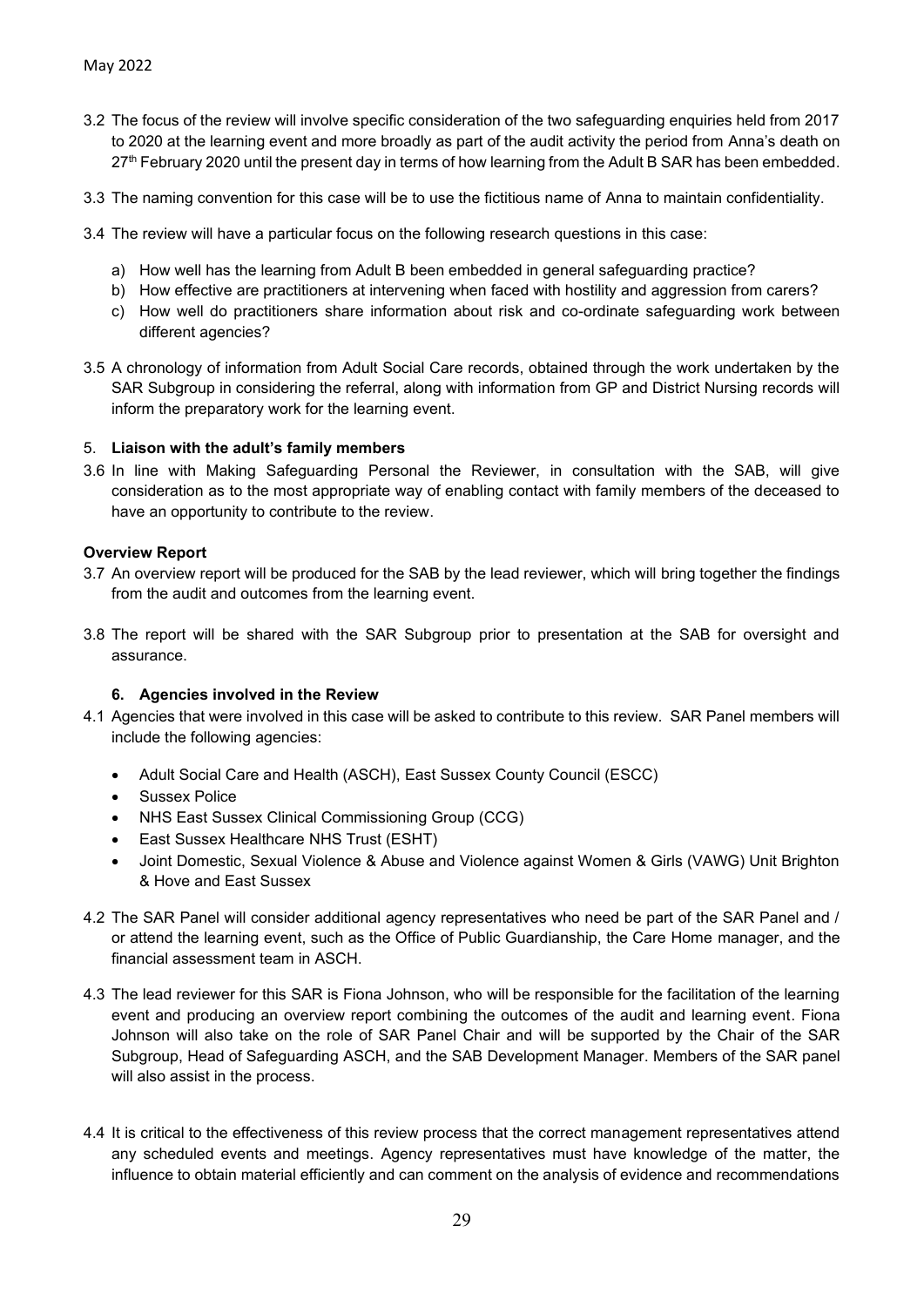3.2 The focus of the review will involve specific consideration of the two safeguarding enquiries held from 2017 to 2020 at the learning event and more broadly as part of the audit activity the period from Anna's death on 27th February 2020 until the present day in terms of how learning from the Adult B SAR has been embedded.

3.3 The naming convention for this case will be to use the fictitious name of Anna to maintain confidentiality.

3.4 The review will have a particular focus on the following research questions in this case:

a) How well has the learning from Adult B been embedded in general safeguarding practice?
b) How effective are practitioners at intervening when faced with hostility and aggression from carers?
c) How well do practitioners share information about risk and co-ordinate safeguarding work between different agencies?

3.5 A chronology of information from Adult Social Care records, obtained through the work undertaken by the SAR Subgroup in considering the referral, along with information from GP and District Nursing records will inform the preparatory work for the learning event.

5. **Liaison with the adult's family members**

3.6 In line with Making Safeguarding Personal the Reviewer, in consultation with the SAB, will give consideration as to the most appropriate way of enabling contact with family members of the deceased to have an opportunity to contribute to the review.

**Overview Report**

3.7 An overview report will be produced for the SAB by the lead reviewer, which will bring together the findings from the audit and outcomes from the learning event.

3.8 The report will be shared with the SAR Subgroup prior to presentation at the SAB for oversight and assurance.

**6. Agencies involved in the Review**

4.1 Agencies that were involved in this case will be asked to contribute to this review. SAR Panel members will include the following agencies:

- Adult Social Care and Health (ASCH), East Sussex County Council (ESCC)
- Sussex Police
- NHS East Sussex Clinical Commissioning Group (CCG)
- East Sussex Healthcare NHS Trust (ESHT)
- Joint Domestic, Sexual Violence & Abuse and Violence against Women & Girls (VAWG) Unit Brighton & Hove and East Sussex

4.2 The SAR Panel will consider additional agency representatives who need be part of the SAR Panel and / or attend the learning event, such as the Office of Public Guardianship, the Care Home manager, and the financial assessment team in ASCH.

4.3 The lead reviewer for this SAR is Fiona Johnson, who will be responsible for the facilitation of the learning event and producing an overview report combining the outcomes of the audit and learning event. Fiona Johnson will also take on the role of SAR Panel Chair and will be supported by the Chair of the SAR Subgroup, Head of Safeguarding ASCH, and the SAB Development Manager. Members of the SAR panel will also assist in the process.

4.4 It is critical to the effectiveness of this review process that the correct management representatives attend any scheduled events and meetings. Agency representatives must have knowledge of the matter, the influence to obtain material efficiently and can comment on the analysis of evidence and recommendations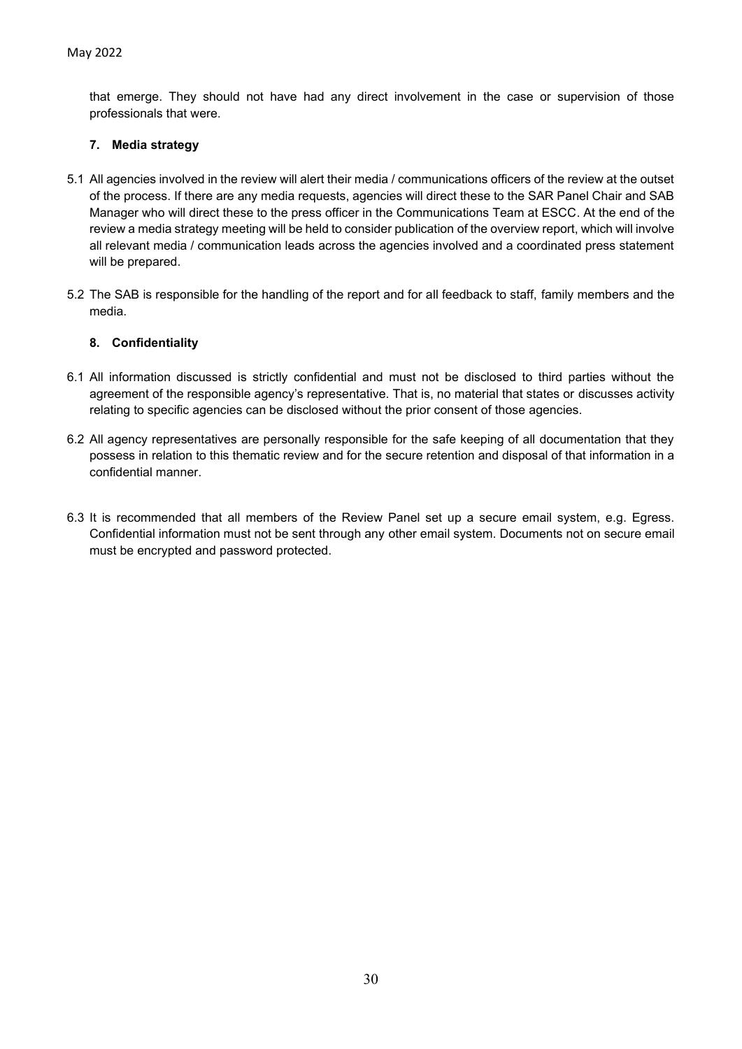that emerge. They should not have had any direct involvement in the case or supervision of those professionals that were.

### 7. Media strategy

5.1 All agencies involved in the review will alert their media / communications officers of the review at the outset of the process. If there are any media requests, agencies will direct these to the SAR Panel Chair and SAB Manager who will direct these to the press officer in the Communications Team at ESCC. At the end of the review a media strategy meeting will be held to consider publication of the overview report, which will involve all relevant media / communication leads across the agencies involved and a coordinated press statement will be prepared.

5.2 The SAB is responsible for the handling of the report and for all feedback to staff, family members and the media.

### 8. Confidentiality

6.1 All information discussed is strictly confidential and must not be disclosed to third parties without the agreement of the responsible agency's representative. That is, no material that states or discusses activity relating to specific agencies can be disclosed without the prior consent of those agencies.

6.2 All agency representatives are personally responsible for the safe keeping of all documentation that they possess in relation to this thematic review and for the secure retention and disposal of that information in a confidential manner.

6.3 It is recommended that all members of the Review Panel set up a secure email system, e.g. Egress. Confidential information must not be sent through any other email system. Documents not on secure email must be encrypted and password protected.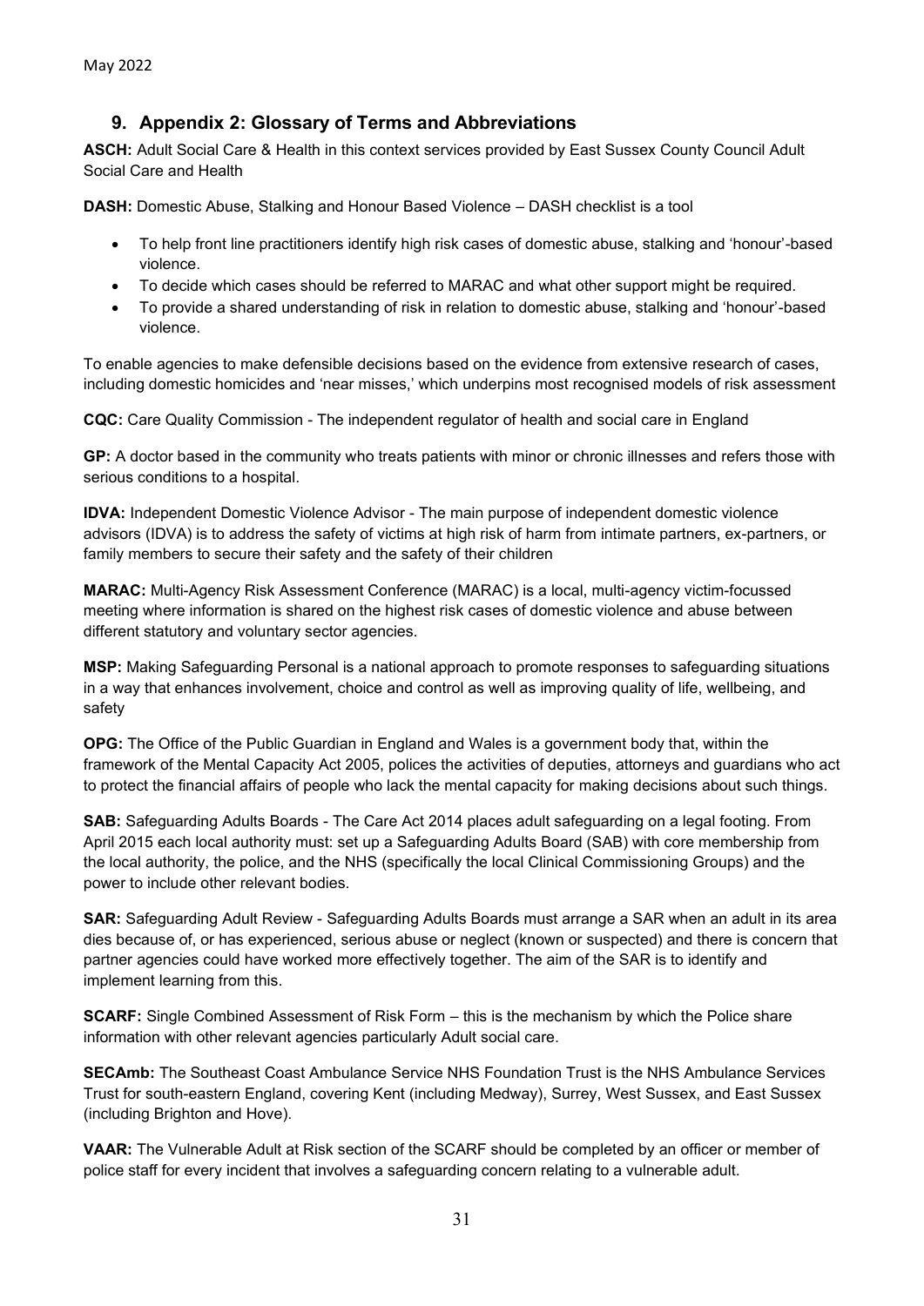## 9. Appendix 2: Glossary of Terms and Abbreviations

**ASCH:** Adult Social Care & Health in this context services provided by East Sussex County Council Adult Social Care and Health

**DASH:** Domestic Abuse, Stalking and Honour Based Violence – DASH checklist is a tool

- To help front line practitioners identify high risk cases of domestic abuse, stalking and 'honour'-based violence.
- To decide which cases should be referred to MARAC and what other support might be required.
- To provide a shared understanding of risk in relation to domestic abuse, stalking and 'honour'-based violence.

To enable agencies to make defensible decisions based on the evidence from extensive research of cases, including domestic homicides and 'near misses,' which underpins most recognised models of risk assessment

**CQC:** Care Quality Commission - The independent regulator of health and social care in England

**GP:** A doctor based in the community who treats patients with minor or chronic illnesses and refers those with serious conditions to a hospital.

**IDVA:** Independent Domestic Violence Advisor - The main purpose of independent domestic violence advisors (IDVA) is to address the safety of victims at high risk of harm from intimate partners, ex-partners, or family members to secure their safety and the safety of their children

**MARAC:** Multi-Agency Risk Assessment Conference (MARAC) is a local, multi-agency victim-focussed meeting where information is shared on the highest risk cases of domestic violence and abuse between different statutory and voluntary sector agencies.

**MSP:** Making Safeguarding Personal is a national approach to promote responses to safeguarding situations in a way that enhances involvement, choice and control as well as improving quality of life, wellbeing, and safety

**OPG:** The Office of the Public Guardian in England and Wales is a government body that, within the framework of the Mental Capacity Act 2005, polices the activities of deputies, attorneys and guardians who act to protect the financial affairs of people who lack the mental capacity for making decisions about such things.

**SAB:** Safeguarding Adults Boards - The Care Act 2014 places adult safeguarding on a legal footing. From April 2015 each local authority must: set up a Safeguarding Adults Board (SAB) with core membership from the local authority, the police, and the NHS (specifically the local Clinical Commissioning Groups) and the power to include other relevant bodies.

**SAR:** Safeguarding Adult Review - Safeguarding Adults Boards must arrange a SAR when an adult in its area dies because of, or has experienced, serious abuse or neglect (known or suspected) and there is concern that partner agencies could have worked more effectively together. The aim of the SAR is to identify and implement learning from this.

**SCARF:** Single Combined Assessment of Risk Form – this is the mechanism by which the Police share information with other relevant agencies particularly Adult social care.

**SECAmb:** The Southeast Coast Ambulance Service NHS Foundation Trust is the NHS Ambulance Services Trust for south-eastern England, covering Kent (including Medway), Surrey, West Sussex, and East Sussex (including Brighton and Hove).

**VAAR:** The Vulnerable Adult at Risk section of the SCARF should be completed by an officer or member of police staff for every incident that involves a safeguarding concern relating to a vulnerable adult.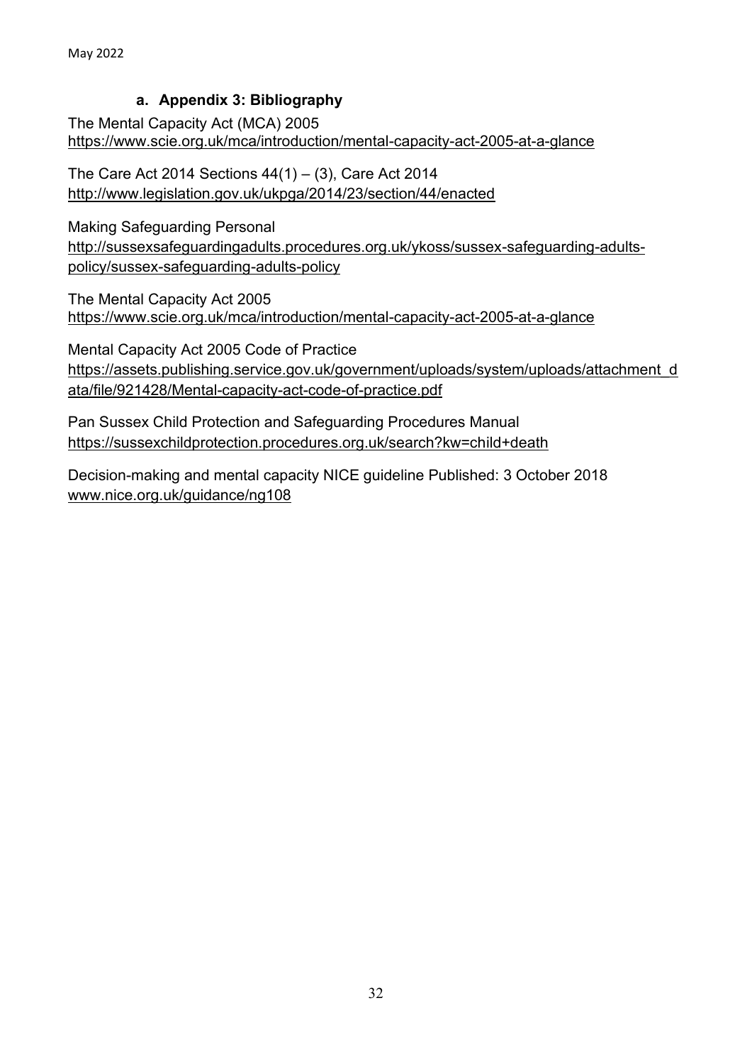## a. Appendix 3: Bibliography

The Mental Capacity Act (MCA) 2005
https://www.scie.org.uk/mca/introduction/mental-capacity-act-2005-at-a-glance

The Care Act 2014 Sections 44(1) – (3), Care Act 2014
http://www.legislation.gov.uk/ukpga/2014/23/section/44/enacted

Making Safeguarding Personal
http://sussexsafeguardingadults.procedures.org.uk/ykoss/sussex-safeguarding-adults-policy/sussex-safeguarding-adults-policy

The Mental Capacity Act 2005
https://www.scie.org.uk/mca/introduction/mental-capacity-act-2005-at-a-glance

Mental Capacity Act 2005 Code of Practice
https://assets.publishing.service.gov.uk/government/uploads/system/uploads/attachment_data/file/921428/Mental-capacity-act-code-of-practice.pdf

Pan Sussex Child Protection and Safeguarding Procedures Manual
https://sussexchildprotection.procedures.org.uk/search?kw=child+death

Decision-making and mental capacity NICE guideline Published: 3 October 2018
www.nice.org.uk/guidance/ng108